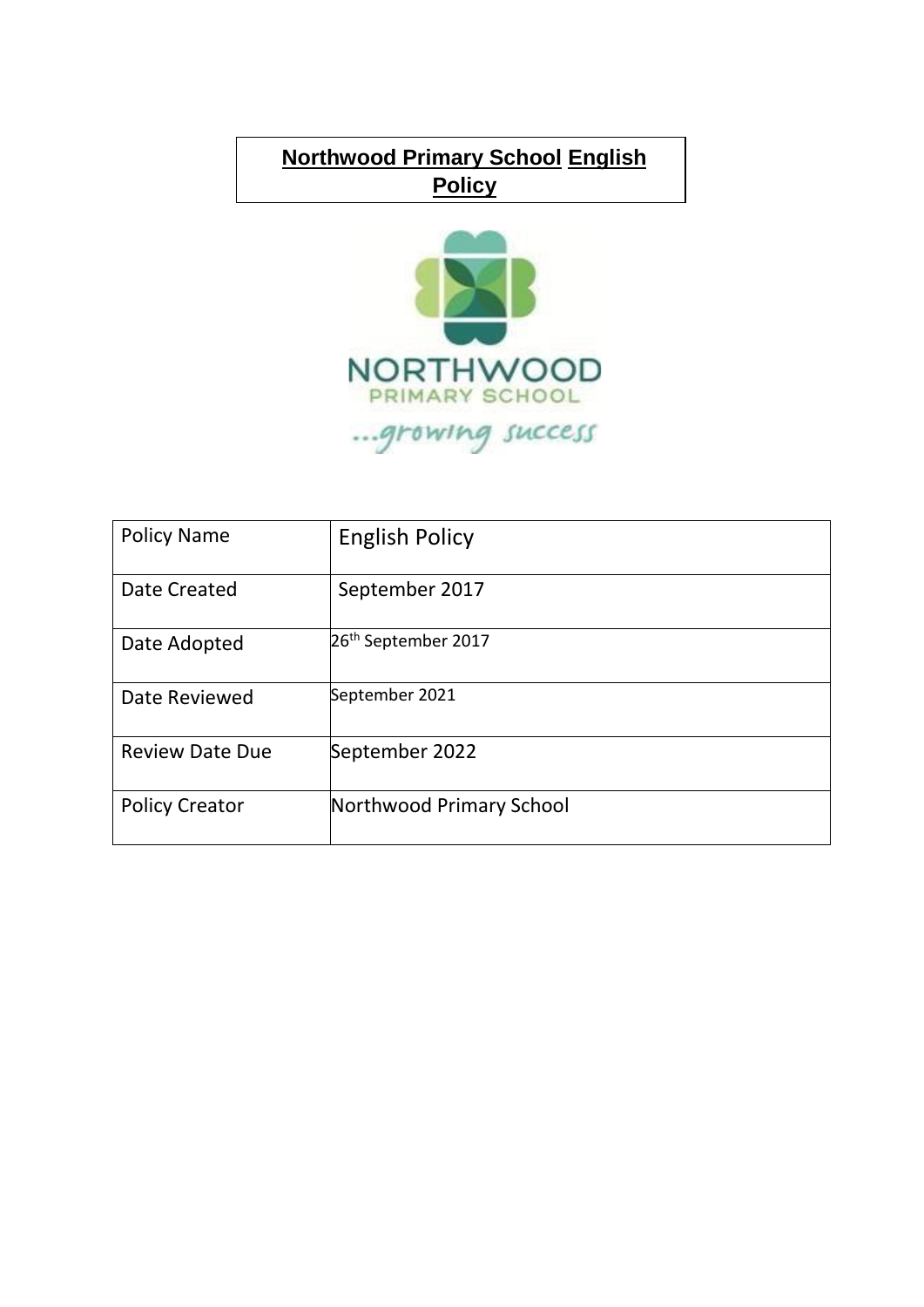# Northwood Primary School English Policy

NORTHWOOD
PRIMARY SCHOOL
...growing success

| Policy Name | English Policy |
|---|---|
| Date Created | September 2017 |
| Date Adopted | 26th September 2017 |
| Date Reviewed | September 2021 |
| Review Date Due | September 2022 |
| Policy Creator | Northwood Primary School |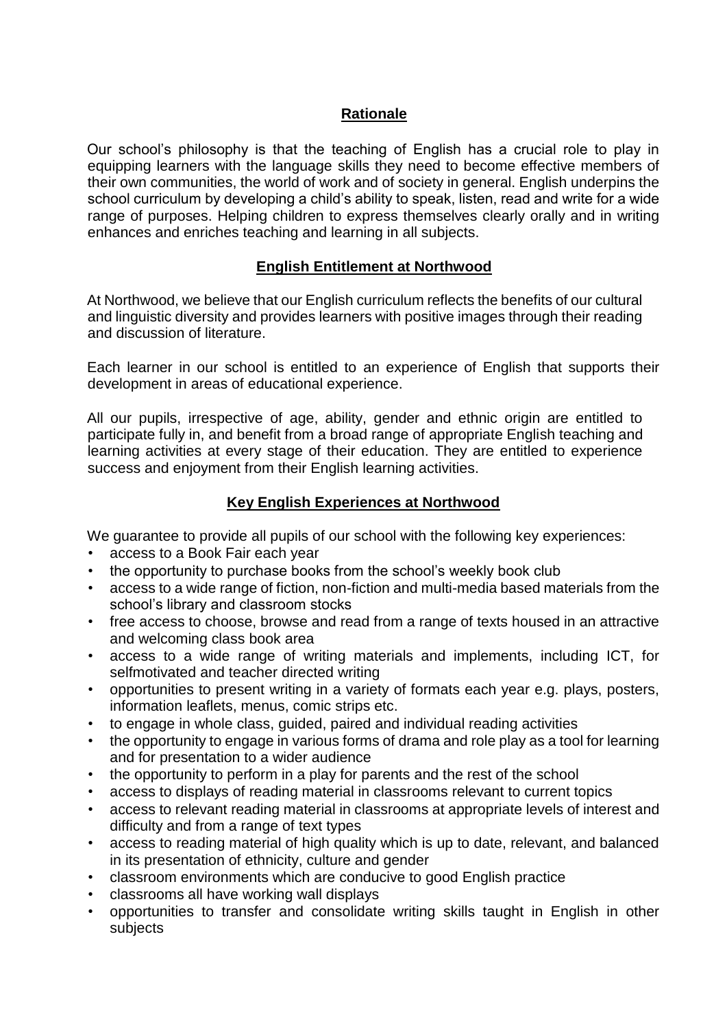## **Rationale**

Our school's philosophy is that the teaching of English has a crucial role to play in equipping learners with the language skills they need to become effective members of their own communities, the world of work and of society in general. English underpins the school curriculum by developing a child's ability to speak, listen, read and write for a wide range of purposes. Helping children to express themselves clearly orally and in writing enhances and enriches teaching and learning in all subjects.

## **English Entitlement at Northwood**

At Northwood, we believe that our English curriculum reflects the benefits of our cultural and linguistic diversity and provides learners with positive images through their reading and discussion of literature.

Each learner in our school is entitled to an experience of English that supports their development in areas of educational experience.

All our pupils, irrespective of age, ability, gender and ethnic origin are entitled to participate fully in, and benefit from a broad range of appropriate English teaching and learning activities at every stage of their education. They are entitled to experience success and enjoyment from their English learning activities.

## **Key English Experiences at Northwood**

We guarantee to provide all pupils of our school with the following key experiences:

- access to a Book Fair each year
- the opportunity to purchase books from the school's weekly book club
- access to a wide range of fiction, non-fiction and multi-media based materials from the school's library and classroom stocks
- free access to choose, browse and read from a range of texts housed in an attractive and welcoming class book area
- access to a wide range of writing materials and implements, including ICT, for selfmotivated and teacher directed writing
- opportunities to present writing in a variety of formats each year e.g. plays, posters, information leaflets, menus, comic strips etc.
- to engage in whole class, guided, paired and individual reading activities
- the opportunity to engage in various forms of drama and role play as a tool for learning and for presentation to a wider audience
- the opportunity to perform in a play for parents and the rest of the school
- access to displays of reading material in classrooms relevant to current topics
- access to relevant reading material in classrooms at appropriate levels of interest and difficulty and from a range of text types
- access to reading material of high quality which is up to date, relevant, and balanced in its presentation of ethnicity, culture and gender
- classroom environments which are conducive to good English practice
- classrooms all have working wall displays
- opportunities to transfer and consolidate writing skills taught in English in other subjects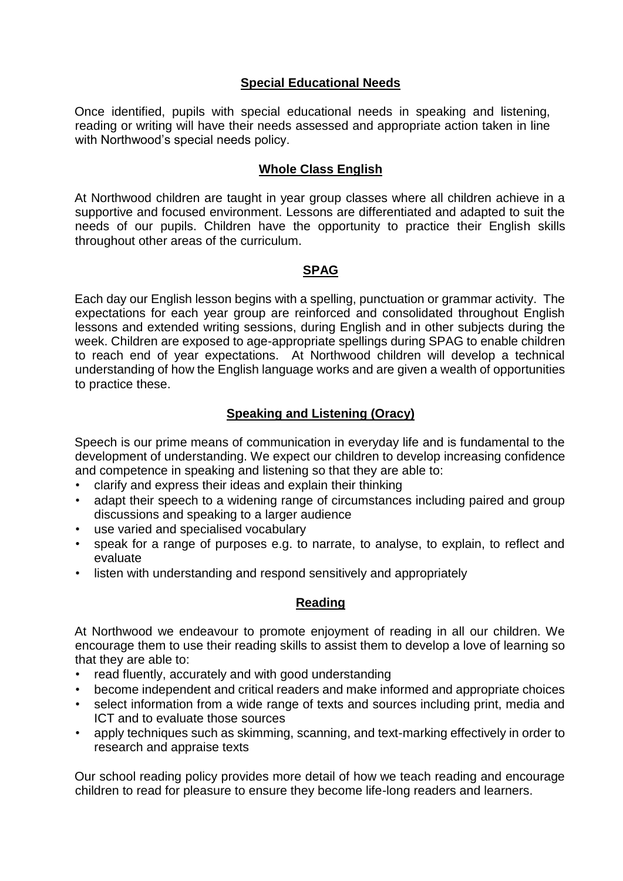## Special Educational Needs

Once identified, pupils with special educational needs in speaking and listening, reading or writing will have their needs assessed and appropriate action taken in line with Northwood's special needs policy.

## Whole Class English

At Northwood children are taught in year group classes where all children achieve in a supportive and focused environment. Lessons are differentiated and adapted to suit the needs of our pupils. Children have the opportunity to practice their English skills throughout other areas of the curriculum.

## SPAG

Each day our English lesson begins with a spelling, punctuation or grammar activity. The expectations for each year group are reinforced and consolidated throughout English lessons and extended writing sessions, during English and in other subjects during the week. Children are exposed to age-appropriate spellings during SPAG to enable children to reach end of year expectations. At Northwood children will develop a technical understanding of how the English language works and are given a wealth of opportunities to practice these.

## Speaking and Listening (Oracy)

Speech is our prime means of communication in everyday life and is fundamental to the development of understanding. We expect our children to develop increasing confidence and competence in speaking and listening so that they are able to:

- clarify and express their ideas and explain their thinking
- adapt their speech to a widening range of circumstances including paired and group discussions and speaking to a larger audience
- use varied and specialised vocabulary
- speak for a range of purposes e.g. to narrate, to analyse, to explain, to reflect and evaluate
- listen with understanding and respond sensitively and appropriately

## Reading

At Northwood we endeavour to promote enjoyment of reading in all our children. We encourage them to use their reading skills to assist them to develop a love of learning so that they are able to:

- read fluently, accurately and with good understanding
- become independent and critical readers and make informed and appropriate choices
- select information from a wide range of texts and sources including print, media and ICT and to evaluate those sources
- apply techniques such as skimming, scanning, and text-marking effectively in order to research and appraise texts

Our school reading policy provides more detail of how we teach reading and encourage children to read for pleasure to ensure they become life-long readers and learners.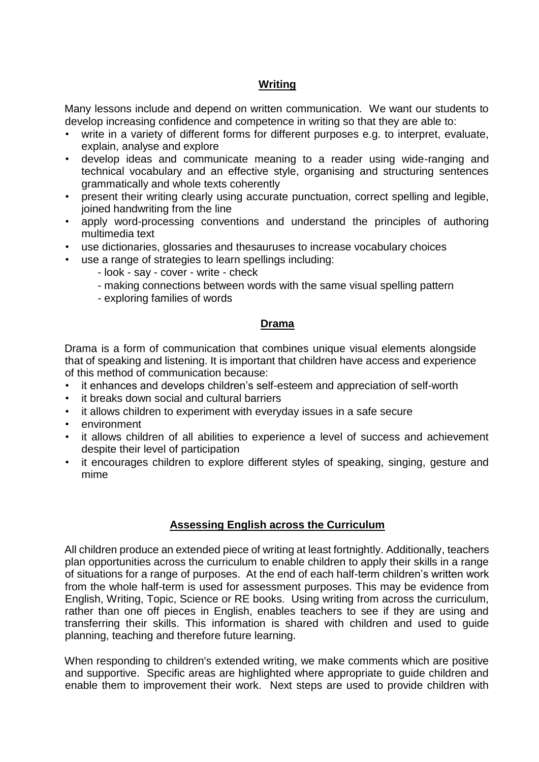## Writing

Many lessons include and depend on written communication. We want our students to develop increasing confidence and competence in writing so that they are able to:

- write in a variety of different forms for different purposes e.g. to interpret, evaluate, explain, analyse and explore
- develop ideas and communicate meaning to a reader using wide-ranging and technical vocabulary and an effective style, organising and structuring sentences grammatically and whole texts coherently
- present their writing clearly using accurate punctuation, correct spelling and legible, joined handwriting from the line
- apply word-processing conventions and understand the principles of authoring multimedia text
- use dictionaries, glossaries and thesauruses to increase vocabulary choices
- use a range of strategies to learn spellings including:
  - look - say - cover - write - check
  - making connections between words with the same visual spelling pattern
  - exploring families of words

## Drama

Drama is a form of communication that combines unique visual elements alongside that of speaking and listening. It is important that children have access and experience of this method of communication because:

- it enhances and develops children's self-esteem and appreciation of self-worth
- it breaks down social and cultural barriers
- it allows children to experiment with everyday issues in a safe secure
- environment
- it allows children of all abilities to experience a level of success and achievement despite their level of participation
- it encourages children to explore different styles of speaking, singing, gesture and mime

## Assessing English across the Curriculum

All children produce an extended piece of writing at least fortnightly. Additionally, teachers plan opportunities across the curriculum to enable children to apply their skills in a range of situations for a range of purposes. At the end of each half-term children's written work from the whole half-term is used for assessment purposes. This may be evidence from English, Writing, Topic, Science or RE books. Using writing from across the curriculum, rather than one off pieces in English, enables teachers to see if they are using and transferring their skills. This information is shared with children and used to guide planning, teaching and therefore future learning.

When responding to children's extended writing, we make comments which are positive and supportive. Specific areas are highlighted where appropriate to guide children and enable them to improvement their work. Next steps are used to provide children with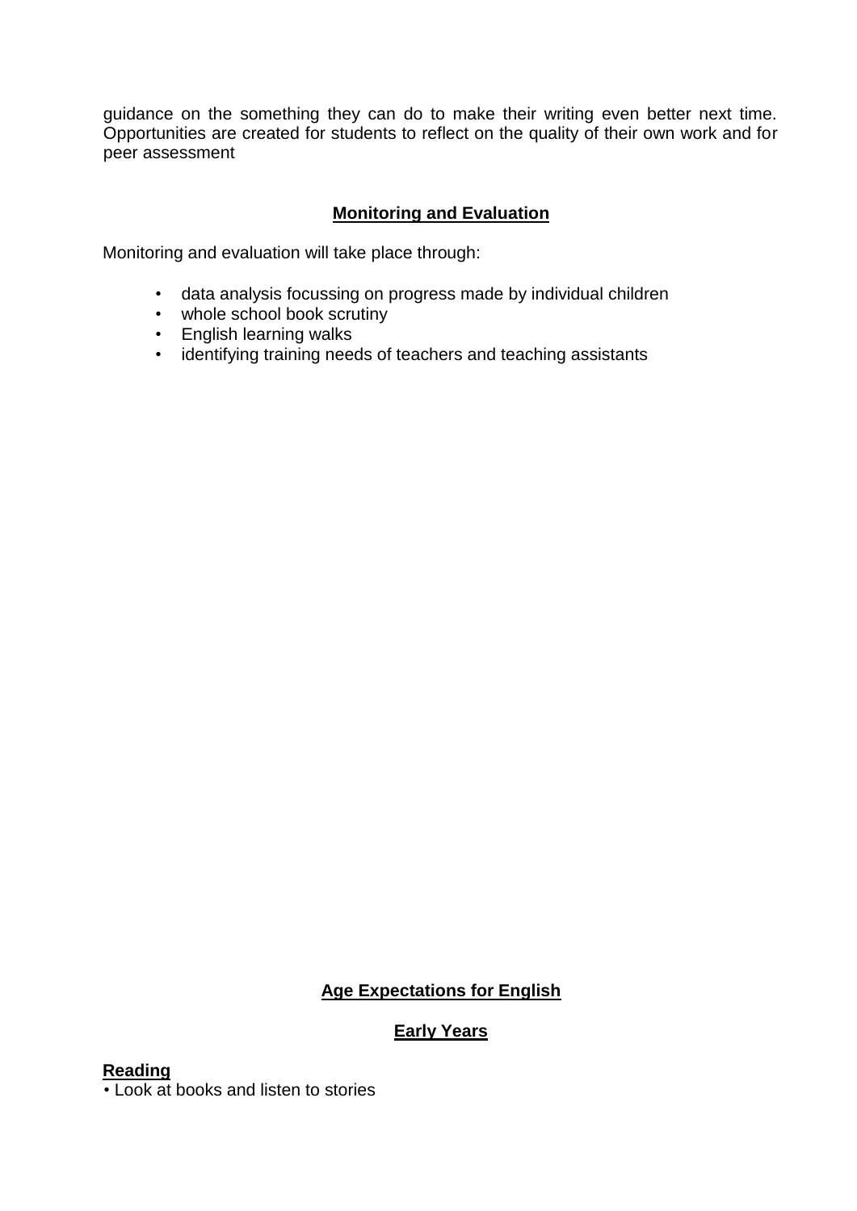guidance on the something they can do to make their writing even better next time. Opportunities are created for students to reflect on the quality of their own work and for peer assessment

## Monitoring and Evaluation

Monitoring and evaluation will take place through:

- data analysis focussing on progress made by individual children
- whole school book scrutiny
- English learning walks
- identifying training needs of teachers and teaching assistants

## Age Expectations for English

### Early Years

**Reading**

• Look at books and listen to stories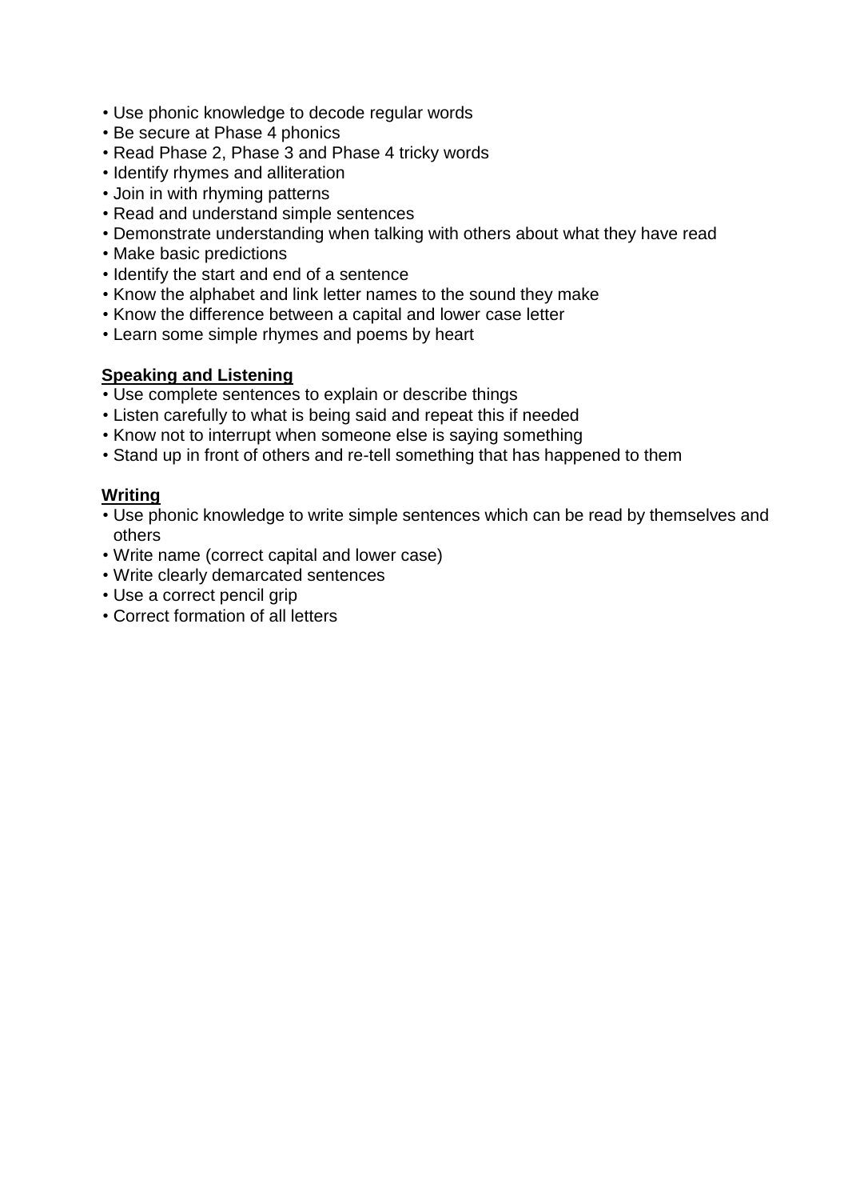- Use phonic knowledge to decode regular words
- Be secure at Phase 4 phonics
- Read Phase 2, Phase 3 and Phase 4 tricky words
- Identify rhymes and alliteration
- Join in with rhyming patterns
- Read and understand simple sentences
- Demonstrate understanding when talking with others about what they have read
- Make basic predictions
- Identify the start and end of a sentence
- Know the alphabet and link letter names to the sound they make
- Know the difference between a capital and lower case letter
- Learn some simple rhymes and poems by heart

**Speaking and Listening**

- Use complete sentences to explain or describe things
- Listen carefully to what is being said and repeat this if needed
- Know not to interrupt when someone else is saying something
- Stand up in front of others and re-tell something that has happened to them

**Writing**

- Use phonic knowledge to write simple sentences which can be read by themselves and others
- Write name (correct capital and lower case)
- Write clearly demarcated sentences
- Use a correct pencil grip
- Correct formation of all letters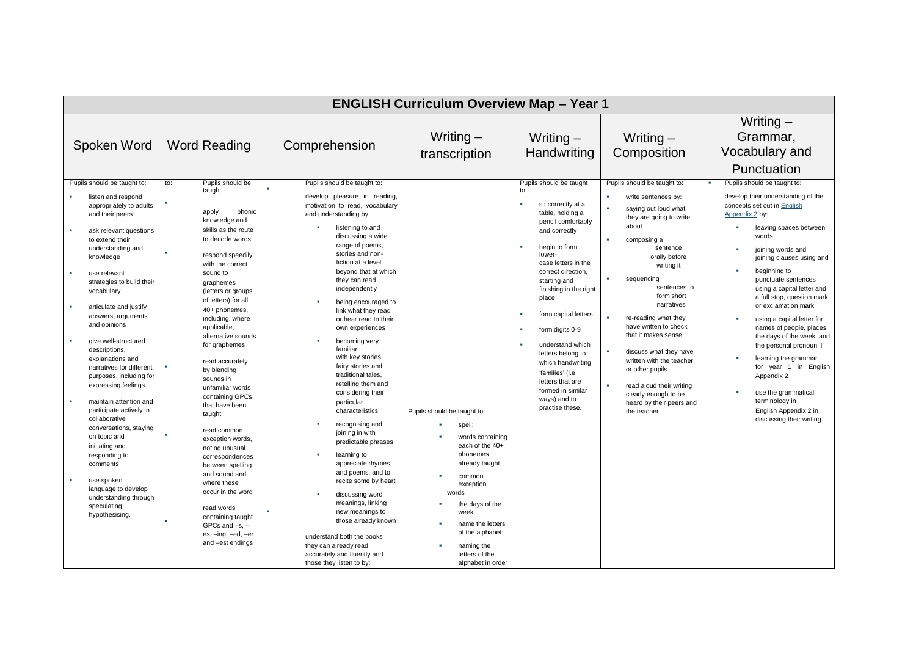## ENGLISH Curriculum Overview Map – Year 1

| Spoken Word | Word Reading | Comprehension | Writing – transcription | Writing – Handwriting | Writing – Composition | Writing – Grammar, Vocabulary and Punctuation |
|---|---|---|---|---|---|---|
| Pupils should be taught to:<br>▪ listen and respond appropriately to adults and their peers<br>▪ ask relevant questions to extend their understanding and knowledge<br>▪ use relevant strategies to build their vocabulary<br>▪ articulate and justify answers, arguments and opinions<br>▪ give well-structured descriptions, explanations and narratives for different purposes, including for expressing feelings<br>▪ maintain attention and participate actively in collaborative conversations, staying on topic and initiating and responding to comments<br>▪ use spoken language to develop understanding through speculating, hypothesising, | Pupils should be taught to:<br>▪ apply phonic knowledge and skills as the route to decode words<br>▪ respond speedily with the correct sound to graphemes (letters or groups of letters) for all 40+ phonemes, including, where applicable, alternative sounds for graphemes<br>▪ read accurately by blending sounds in unfamiliar words containing GPCs that have been taught<br>▪ read common exception words, noting unusual correspondences between spelling and sound and where these occur in the word<br>▪ read words containing taught GPCs and –s, –es, –ing, –ed, –er and –est endings | Pupils should be taught to:<br>▪ develop pleasure in reading, motivation to read, vocabulary and understanding by:<br>▪ listening to and discussing a wide range of poems, stories and non-fiction at a level beyond that at which they can read independently<br>▪ being encouraged to link what they read or hear read to their own experiences<br>▪ becoming very familiar with key stories, fairy stories and traditional tales, retelling them and considering their particular characteristics<br>▪ recognising and joining in with predictable phrases<br>▪ learning to appreciate rhymes and poems, and to recite some by heart<br>▪ discussing word meanings, linking new meanings to those already known<br>▪ understand both the books they can already read accurately and fluently and those they listen to by: | Pupils should be taught to:<br>▪ spell:<br>▪ words containing each of the 40+ phonemes already taught<br>▪ common exception words<br>▪ the days of the week<br>▪ name the letters of the alphabet:<br>▪ naming the letters of the alphabet in order | Pupils should be taught to:<br>▪ sit correctly at a table, holding a pencil comfortably and correctly<br>▪ begin to form lower-case letters in the correct direction, starting and finishing in the right place<br>▪ form capital letters<br>▪ form digits 0-9<br>▪ understand which letters belong to which handwriting 'families' (i.e. letters that are formed in similar ways) and to practise these. | Pupils should be taught to:<br>▪ write sentences by:<br>▪ saying out loud what they are going to write about<br>▪ composing a sentence orally before writing it<br>▪ sequencing sentences to form short narratives<br>▪ re-reading what they have written to check that it makes sense<br>▪ discuss what they have written with the teacher or other pupils<br>▪ read aloud their writing clearly enough to be heard by their peers and the teacher. | ▪ Pupils should be taught to:<br>develop their understanding of the concepts set out in [English Appendix 2] by:<br>▪ leaving spaces between words<br>▪ joining words and joining clauses using and<br>▪ beginning to punctuate sentences using a capital letter and a full stop, question mark or exclamation mark<br>▪ using a capital letter for names of people, places, the days of the week, and the personal pronoun 'I'<br>▪ learning the grammar for year 1 in English Appendix 2<br>▪ use the grammatical terminology in English Appendix 2 in discussing their writing. |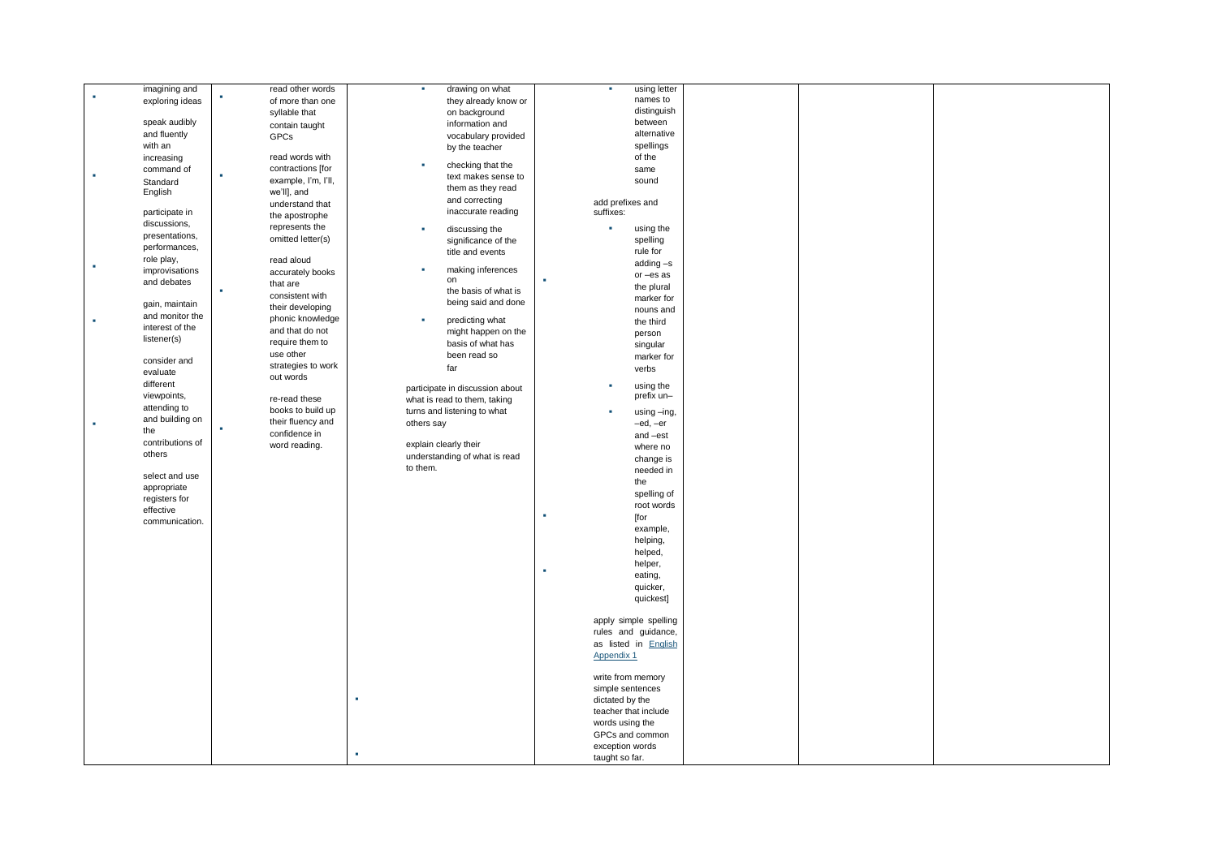| | | | | | | |
|---|---|---|---|---|---|---|
| imagining and exploring ideas<br><br>speak audibly and fluently with an increasing command of Standard English<br><br>participate in discussions, presentations, performances, role play, improvisations and debates<br><br>gain, maintain and monitor the interest of the listener(s)<br><br>consider and evaluate different viewpoints, attending to and building on the contributions of others<br><br>select and use appropriate registers for effective communication. | read other words of more than one syllable that contain taught GPCs<br><br>read words with contractions [for example, I'm, I'll, we'll], and understand that the apostrophe represents the omitted letter(s)<br><br>read aloud accurately books that are consistent with their developing phonic knowledge and that do not require them to use other strategies to work out words<br><br>re-read these books to build up their fluency and confidence in word reading. | ▪ drawing on what they already know or on background information and vocabulary provided by the teacher<br><br>▪ checking that the text makes sense to them as they read and correcting inaccurate reading<br><br>▪ discussing the significance of the title and events<br><br>▪ making inferences on the basis of what is being said and done<br><br>▪ predicting what might happen on the basis of what has been read so far<br><br>participate in discussion about what is read to them, taking turns and listening to what others say<br><br>explain clearly their understanding of what is read to them. | ▪ using letter names to distinguish between alternative spellings of the same sound<br><br>add prefixes and suffixes:<br><br>▪ using the spelling rule for adding –s or –es as the plural marker for nouns and the third person singular marker for verbs<br><br>▪ using the prefix un–<br><br>▪ using –ing, –ed, –er and –est where no change is needed in the spelling of root words [for example, helping, helped, helper, eating, quicker, quickest]<br><br>apply simple spelling rules and guidance, as listed in English Appendix 1<br><br>write from memory simple sentences dictated by the teacher that include words using the GPCs and common exception words taught so far. | | | |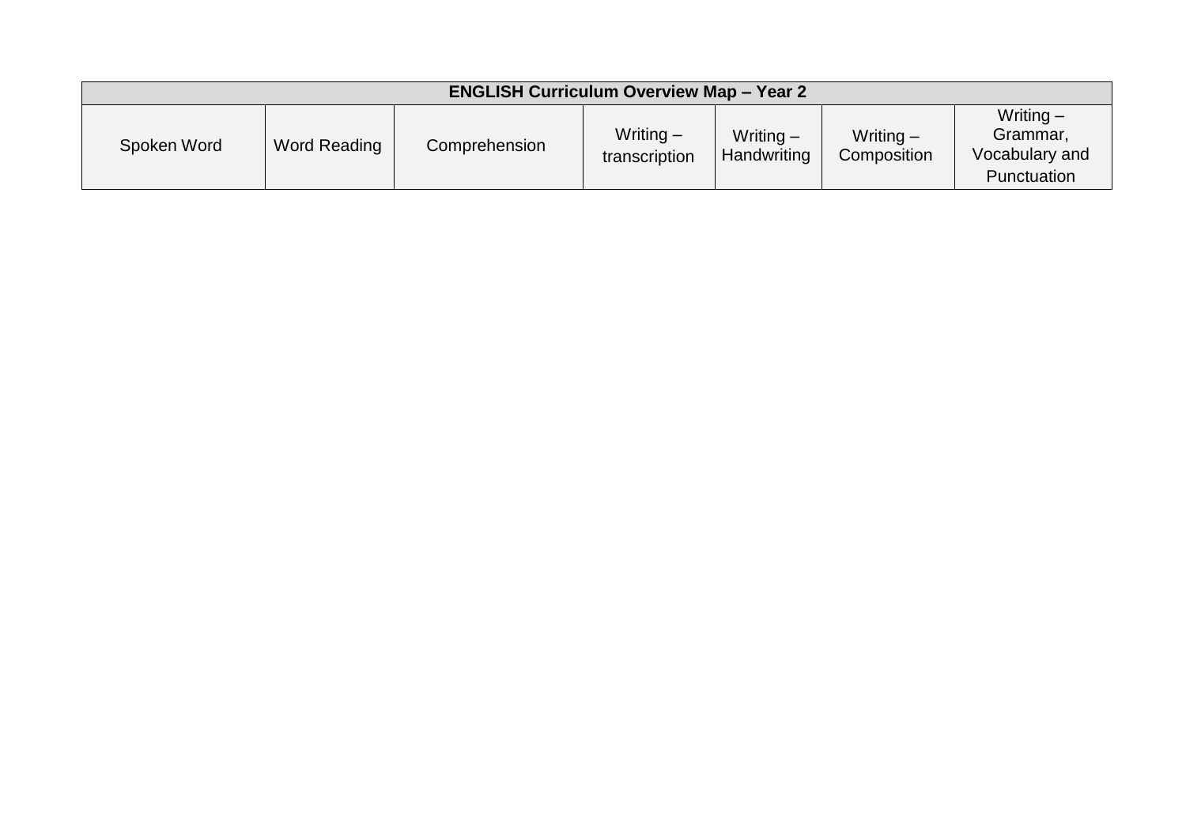| ENGLISH Curriculum Overview Map – Year 2 | | | | | | |
|---|---|---|---|---|---|---|
| Spoken Word | Word Reading | Comprehension | Writing – transcription | Writing – Handwriting | Writing – Composition | Writing – Grammar, Vocabulary and Punctuation |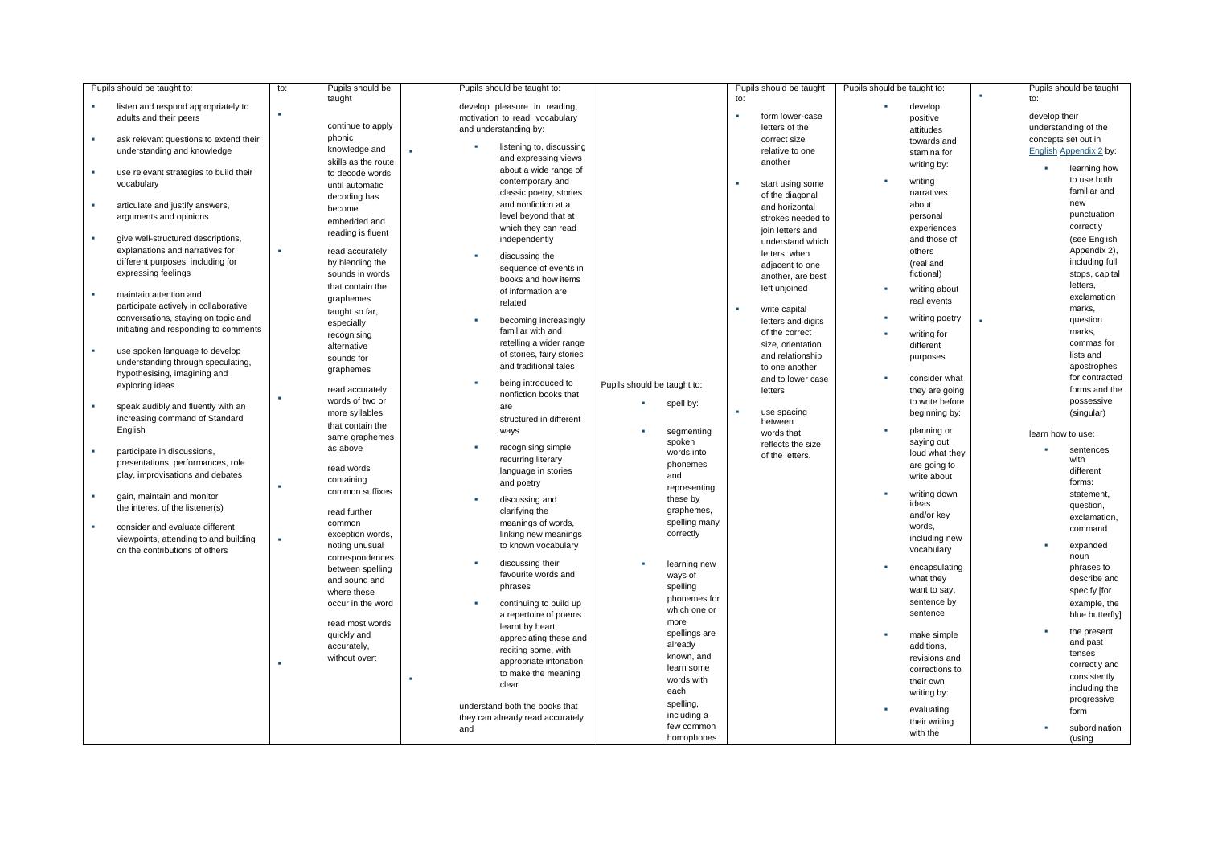| Spoken language | Reading – word reading | Reading – comprehension | Writing – transcription (spelling) | Writing – handwriting | Writing – composition | Writing – vocabulary, grammar and punctuation |
|---|---|---|---|---|---|---|
| Pupils should be taught to:<br><br>• listen and respond appropriately to adults and their peers<br>• ask relevant questions to extend their understanding and knowledge<br>• use relevant strategies to build their vocabulary<br>• articulate and justify answers, arguments and opinions<br>• give well-structured descriptions, explanations and narratives for different purposes, including for expressing feelings<br>• maintain attention and participate actively in collaborative conversations, staying on topic and initiating and responding to comments<br>• use spoken language to develop understanding through speculating, hypothesising, imagining and exploring ideas<br>• speak audibly and fluently with an increasing command of Standard English<br>• participate in discussions, presentations, performances, role play, improvisations and debates<br>• gain, maintain and monitor the interest of the listener(s)<br>• consider and evaluate different viewpoints, attending to and building on the contributions of others | Pupils should be taught to:<br><br>• continue to apply phonic knowledge and skills as the route to decode words until automatic decoding has become embedded and reading is fluent<br>• read accurately by blending the sounds in words that contain the graphemes taught so far, especially recognising alternative sounds for graphemes<br>• read accurately words of two or more syllables that contain the same graphemes as above<br>• read words containing common suffixes<br>• read further common exception words, noting unusual correspondences between spelling and sound and where these occur in the word<br>• read most words quickly and accurately, without overt | Pupils should be taught to:<br><br>• develop pleasure in reading, motivation to read, vocabulary and understanding by:<br>  ◦ listening to, discussing and expressing views about a wide range of contemporary and classic poetry, stories and nonfiction at a level beyond that at which they can read independently<br>  ◦ discussing the sequence of events in books and how items of information are related<br>  ◦ becoming increasingly familiar with and retelling a wider range of stories, fairy stories and traditional tales<br>  ◦ being introduced to nonfiction books that are structured in different ways<br>  ◦ recognising simple recurring literary language in stories and poetry<br>  ◦ discussing and clarifying the meanings of words, linking new meanings to known vocabulary<br>  ◦ discussing their favourite words and phrases<br>  ◦ continuing to build up a repertoire of poems learnt by heart, appreciating these and reciting some, with appropriate intonation to make the meaning clear<br>• understand both the books that they can already read accurately and | Pupils should be taught to:<br><br>• spell by:<br>  ◦ segmenting spoken words into phonemes and representing these by graphemes, spelling many correctly<br>  ◦ learning new ways of spelling phonemes for which one or more spellings are already known, and learn some words with each spelling, including a few common homophones | Pupils should be taught to:<br><br>• form lower-case letters of the correct size relative to one another<br>• start using some of the diagonal and horizontal strokes needed to join letters and understand which letters, when adjacent to one another, are best left unjoined<br>• write capital letters and digits of the correct size, orientation and relationship to one another and to lower case letters<br>• use spacing between words that reflects the size of the letters. | Pupils should be taught to:<br><br>• develop positive attitudes towards and stamina for writing by:<br>  ◦ writing narratives about personal experiences and those of others (real and fictional)<br>  ◦ writing about real events<br>  ◦ writing poetry<br>  ◦ writing for different purposes<br>• consider what they are going to write before beginning by:<br>  ◦ planning or saying out loud what they are going to write about<br>  ◦ writing down ideas and/or key words, including new vocabulary<br>  ◦ encapsulating what they want to say, sentence by sentence<br>• make simple additions, revisions and corrections to their own writing by:<br>  ◦ evaluating their writing with the | Pupils should be taught to:<br><br>• develop their understanding of the concepts set out in English Appendix 2 by:<br>  ◦ learning how to use both familiar and new punctuation correctly (see English Appendix 2), including full stops, capital letters, exclamation marks, question marks, commas for lists and apostrophes for contracted forms and the possessive (singular)<br>• learn how to use:<br>  ◦ sentences with different forms: statement, question, exclamation, command<br>  ◦ expanded noun phrases to describe and specify [for example, the blue butterfly]<br>  ◦ the present and past tenses correctly and consistently including the progressive form<br>  ◦ subordination (using |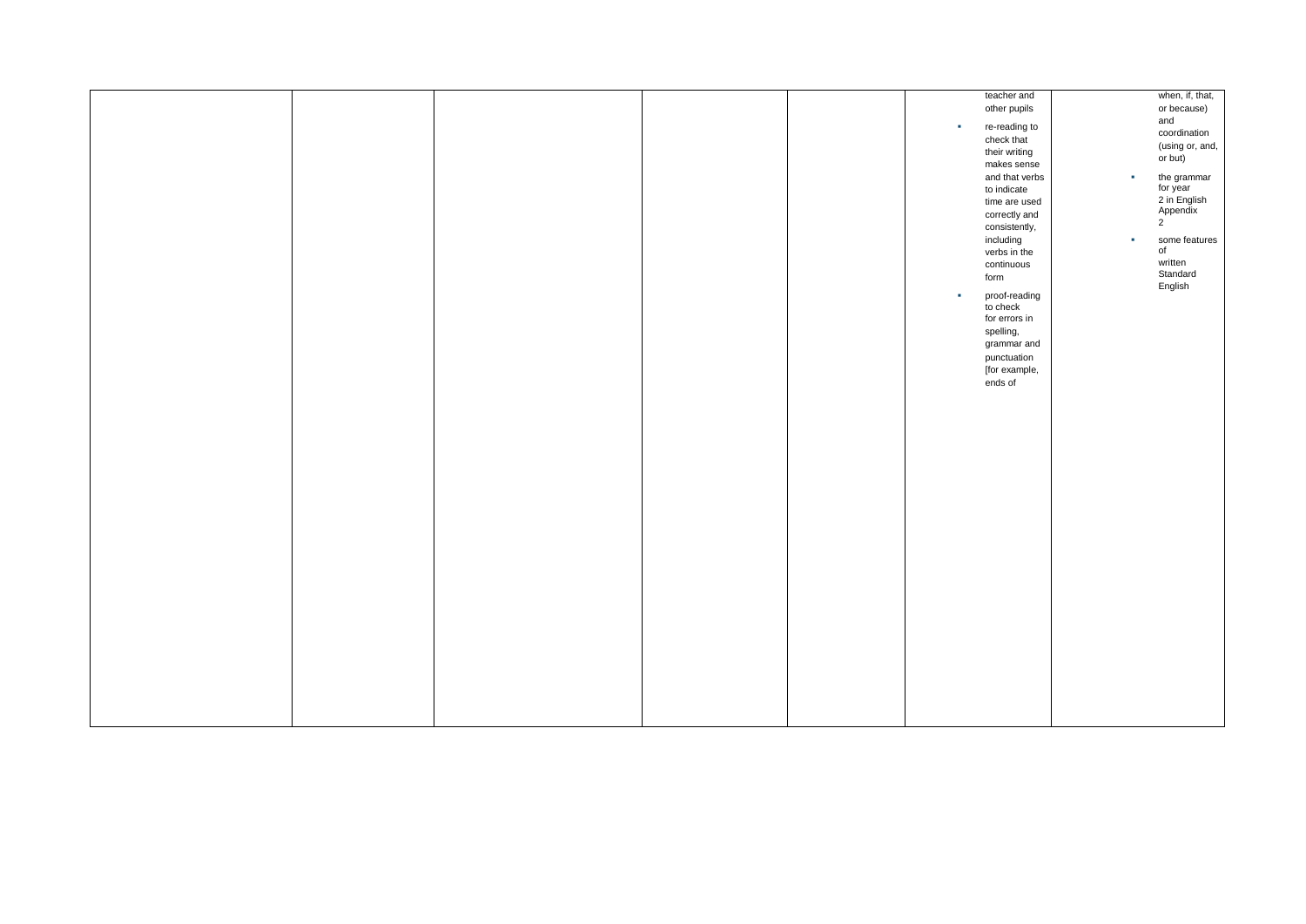|  |  |  |  |  |  |  |
|---|---|---|---|---|---|---|
|  |  |  |  |  | teacher and other pupils<br>▪ re-reading to check that their writing makes sense and that verbs to indicate time are used correctly and consistently, including verbs in the continuous form<br>▪ proof-reading to check for errors in spelling, grammar and punctuation [for example, ends of | when, if, that, or because) and coordination (using or, and, or but)<br>▪ the grammar for year 2 in English Appendix 2<br>▪ some features of written Standard English |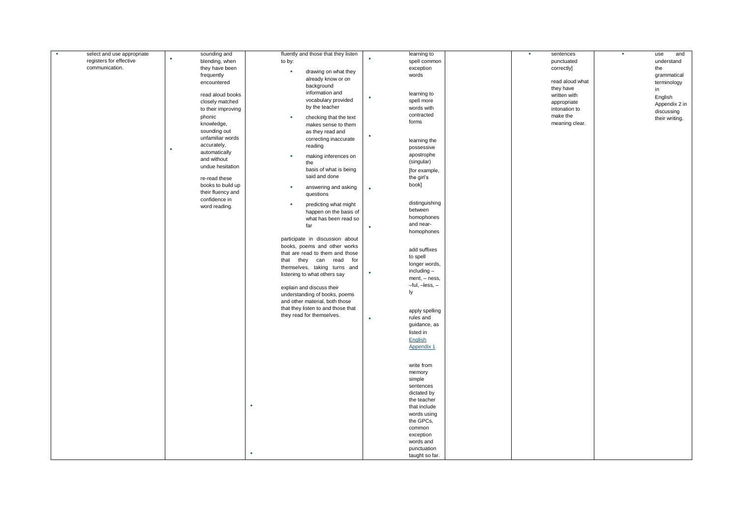| | | | | | | |
|---|---|---|---|---|---|---|
| ▪ select and use appropriate registers for effective communication. | ▪ sounding and blending, when they have been frequently encountered<br><br>▪ read aloud books closely matched to their improving phonic knowledge, sounding out unfamiliar words accurately, automatically and without undue hesitation<br><br>re-read these books to build up their fluency and confidence in word reading. | fluently and those that they listen to by:<br>▪ drawing on what they already know or on background information and vocabulary provided by the teacher<br>▪ checking that the text makes sense to them as they read and correcting inaccurate reading<br>▪ making inferences on the basis of what is being said and done<br>▪ answering and asking questions<br>▪ predicting what might happen on the basis of what has been read so far<br><br>▪ participate in discussion about books, poems and other works that are read to them and those that they can read for themselves, taking turns and listening to what others say<br><br>▪ explain and discuss their understanding of books, poems and other material, both those that they listen to and those that they read for themselves. | ▪ learning to spell common exception words<br><br>▪ learning to spell more words with contracted forms<br><br>▪ learning the possessive apostrophe (singular) [for example, the girl's book]<br><br>▪ distinguishing between homophones and near-homophones<br><br>▪ add suffixes to spell longer words, including – ment, – ness, –ful, –less, –ly<br><br>▪ apply spelling rules and guidance, as listed in English Appendix 1<br><br>write from memory simple sentences dictated by the teacher that include words using the GPCs, common exception words and punctuation taught so far. | | ▪ sentences punctuated correctly]<br><br>read aloud what they have written with appropriate intonation to make the meaning clear. | ▪ use and understand the grammatical terminology in English Appendix 2 in discussing their writing. |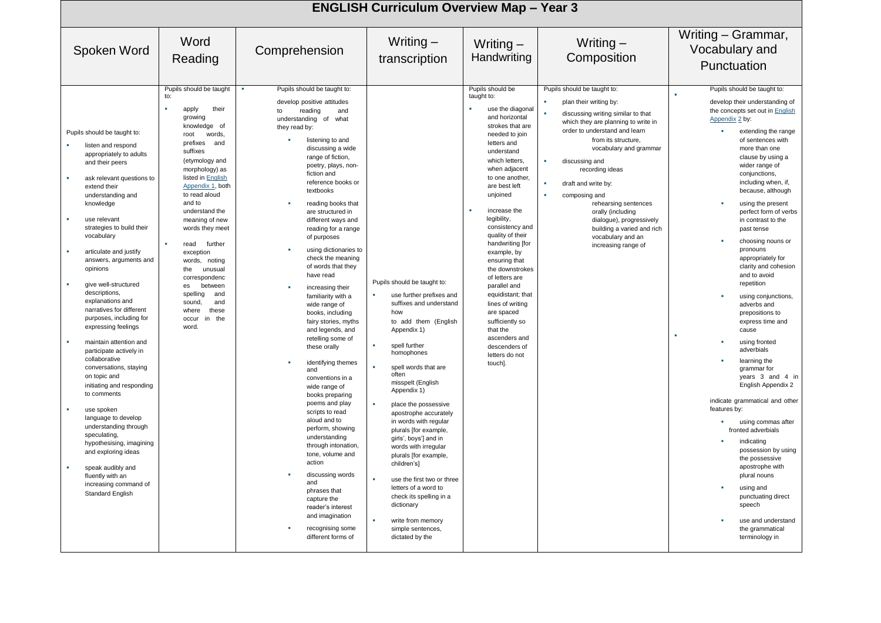# ENGLISH Curriculum Overview Map – Year 3

| Spoken Word | Word Reading | Comprehension | Writing – transcription | Writing – Handwriting | Writing – Composition | Writing – Grammar, Vocabulary and Punctuation |
|---|---|---|---|---|---|---|
| Pupils should be taught to:<br>▪ listen and respond appropriately to adults and their peers<br>▪ ask relevant questions to extend their understanding and knowledge<br>▪ use relevant strategies to build their vocabulary<br>▪ articulate and justify answers, arguments and opinions<br>▪ give well-structured descriptions, explanations and narratives for different purposes, including for expressing feelings<br>▪ maintain attention and participate actively in collaborative conversations, staying on topic and initiating and responding to comments<br>▪ use spoken language to develop understanding through speculating, hypothesising, imagining and exploring ideas<br>▪ speak audibly and fluently with an increasing command of Standard English | Pupils should be taught to:<br>▪ apply their growing knowledge of root words, prefixes and suffixes (etymology and morphology) as listed in English Appendix 1, both to read aloud and to understand the meaning of new words they meet<br>▪ read further exception words, noting the unusual correspondences between spelling and sound, and where these occur in the word. | ▪ Pupils should be taught to:<br>develop positive attitudes to reading and understanding of what they read by:<br>▪ listening to and discussing a wide range of fiction, poetry, plays, non-fiction and reference books or textbooks<br>▪ reading books that are structured in different ways and reading for a range of purposes<br>▪ using dictionaries to check the meaning of words that they have read<br>▪ increasing their familiarity with a wide range of books, including fairy stories, myths and legends, and retelling some of these orally<br>▪ identifying themes and conventions in a wide range of books preparing poems and play scripts to read aloud and to perform, showing understanding through intonation, tone, volume and action<br>▪ discussing words and phrases that capture the reader's interest and imagination<br>▪ recognising some different forms of | Pupils should be taught to:<br>▪ use further prefixes and suffixes and understand how to add them (English Appendix 1)<br>▪ spell further homophones<br>▪ spell words that are often misspelt (English Appendix 1)<br>▪ place the possessive apostrophe accurately in words with regular plurals [for example, girls', boys'] and in words with irregular plurals [for example, children's]<br>▪ use the first two or three letters of a word to check its spelling in a dictionary<br>▪ write from memory simple sentences, dictated by the | Pupils should be taught to:<br>▪ use the diagonal and horizontal strokes that are needed to join letters and understand which letters, when adjacent to one another, are best left unjoined<br>▪ increase the legibility, consistency and quality of their handwriting [for example, by ensuring that the downstrokes of letters are parallel and equidistant; that lines of writing are spaced sufficiently so that the ascenders and descenders of letters do not touch]. | Pupils should be taught to:<br>▪ plan their writing by:<br>▪ discussing writing similar to that which they are planning to write in order to understand and learn from its structure, vocabulary and grammar<br>▪ discussing and recording ideas<br>▪ draft and write by:<br>▪ composing and rehearsing sentences orally (including dialogue), progressively building a varied and rich vocabulary and an increasing range of | ▪ Pupils should be taught to:<br>develop their understanding of the concepts set out in English Appendix 2 by:<br>▪ extending the range of sentences with more than one clause by using a wider range of conjunctions, including when, if, because, although<br>▪ using the present perfect form of verbs in contrast to the past tense<br>▪ choosing nouns or pronouns appropriately for clarity and cohesion and to avoid repetition<br>▪ using conjunctions, adverbs and prepositions to express time and cause<br>▪ using fronted adverbials<br>▪ learning the grammar for years 3 and 4 in English Appendix 2<br>indicate grammatical and other features by:<br>▪ using commas after fronted adverbials<br>▪ indicating possession by using the possessive apostrophe with plural nouns<br>▪ using and punctuating direct speech<br>▪ use and understand the grammatical terminology in |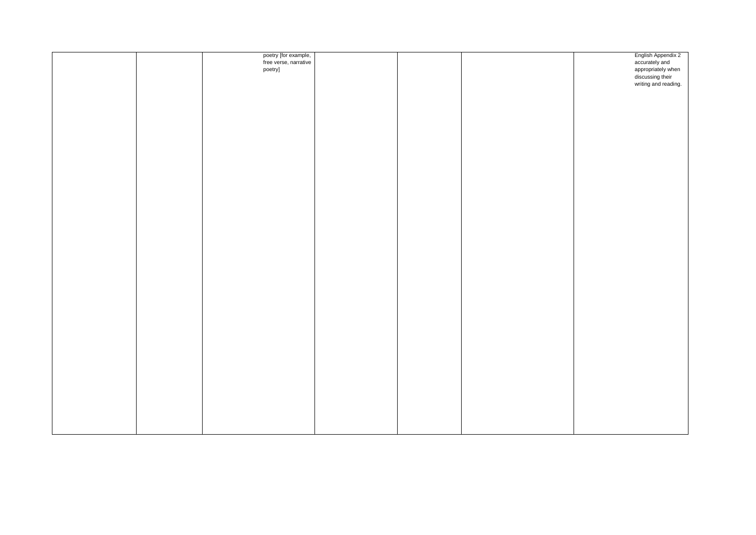|  |  |  |  |  |  |  |
|---|---|---|---|---|---|---|
|  |  | poetry [for example, free verse, narrative poetry] |  |  |  | English Appendix 2 accurately and appropriately when discussing their writing and reading. |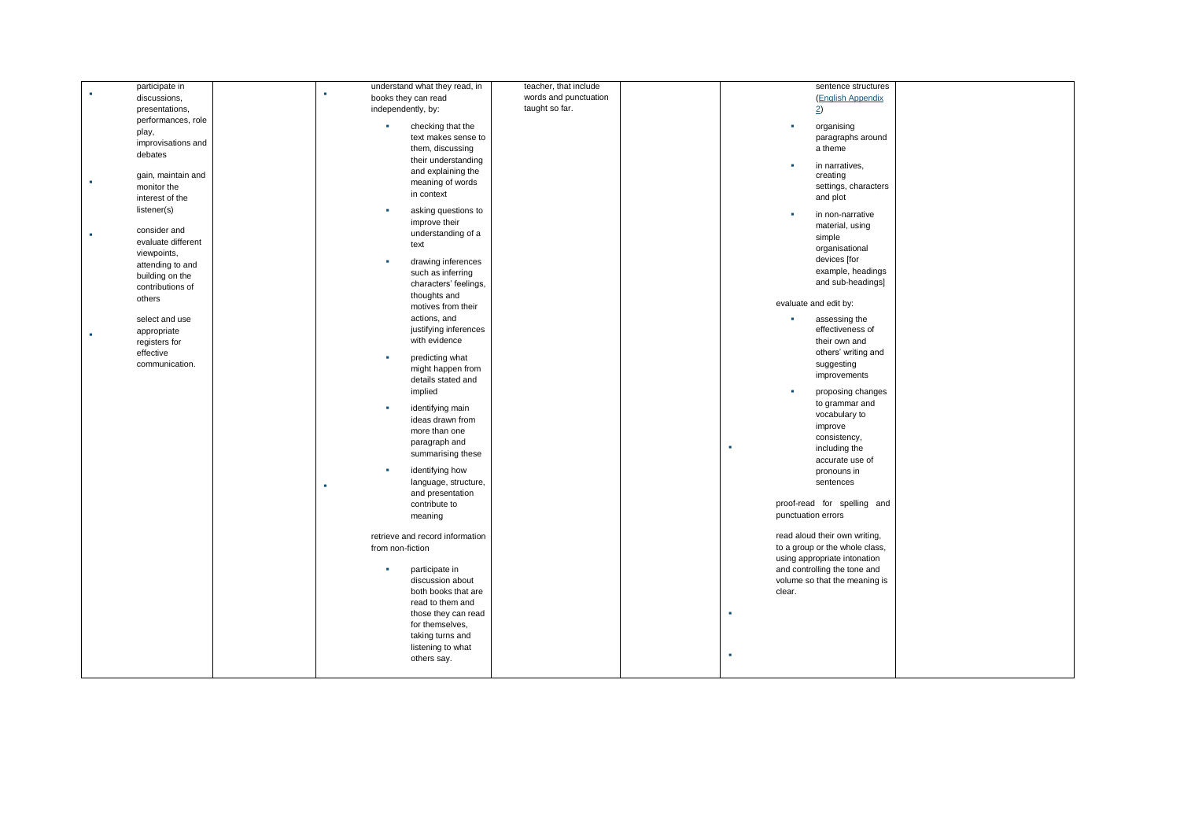| | | | | | | |
|---|---|---|---|---|---|---|
| ▪ participate in discussions, presentations, performances, role play, improvisations and debates<br><br>▪ gain, maintain and monitor the interest of the listener(s)<br><br>▪ consider and evaluate different viewpoints, attending to and building on the contributions of others<br><br>▪ select and use appropriate registers for effective communication. | | ▪ understand what they read, in books they can read independently, by:<br><br>▪ checking that the text makes sense to them, discussing their understanding and explaining the meaning of words in context<br><br>▪ asking questions to improve their understanding of a text<br><br>▪ drawing inferences such as inferring characters' feelings, thoughts and motives from their actions, and justifying inferences with evidence<br><br>▪ predicting what might happen from details stated and implied<br><br>▪ identifying main ideas drawn from more than one paragraph and summarising these<br><br>▪ identifying how language, structure, and presentation contribute to meaning<br><br>▪ retrieve and record information from non-fiction<br><br>▪ participate in discussion about both books that are read to them and those they can read for themselves, taking turns and listening to what others say. | teacher, that include words and punctuation taught so far. | | sentence structures (English Appendix 2)<br><br>▪ organising paragraphs around a theme<br><br>▪ in narratives, creating settings, characters and plot<br><br>▪ in non-narrative material, using simple organisational devices [for example, headings and sub-headings]<br><br>▪ evaluate and edit by:<br><br>▪ assessing the effectiveness of their own and others' writing and suggesting improvements<br><br>▪ proposing changes to grammar and vocabulary to improve consistency, including the accurate use of pronouns in sentences<br><br>▪ proof-read for spelling and punctuation errors<br><br>▪ read aloud their own writing, to a group or the whole class, using appropriate intonation and controlling the tone and volume so that the meaning is clear. | |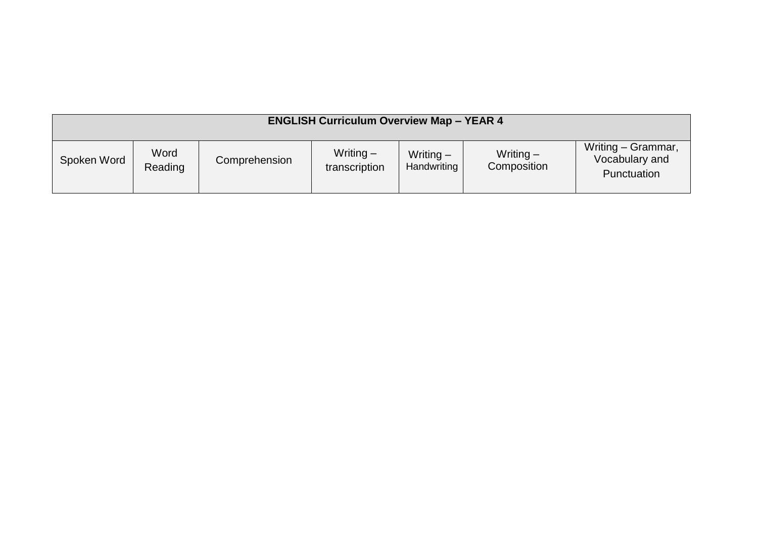| ENGLISH Curriculum Overview Map – YEAR 4 | | | | | | |
|---|---|---|---|---|---|---|
| Spoken Word | Word Reading | Comprehension | Writing – transcription | Writing – Handwriting | Writing – Composition | Writing – Grammar, Vocabulary and Punctuation |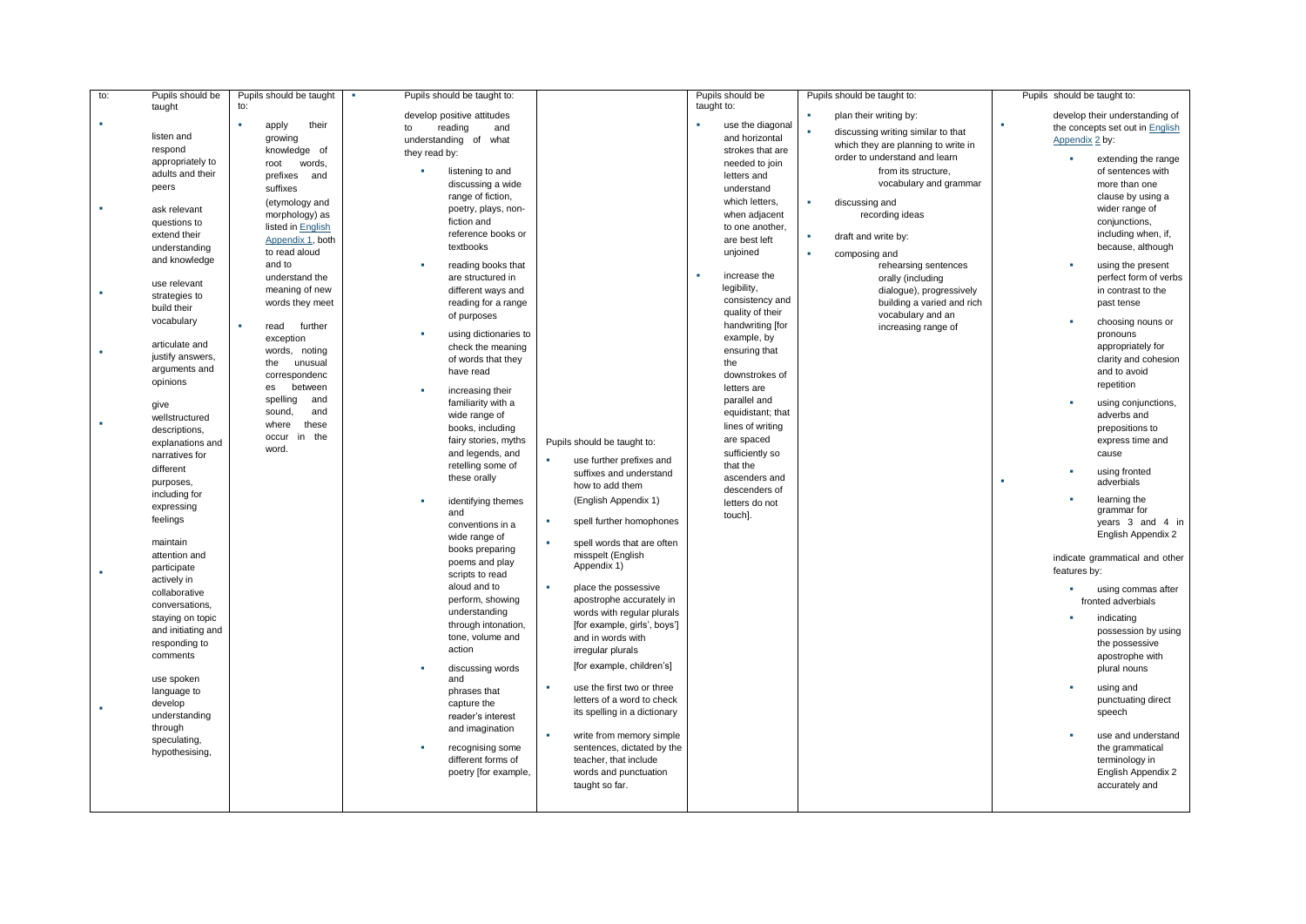| to: | Pupils should be taught | Pupils should be taught to: | Pupils should be taught to: | | Pupils should be taught to: | Pupils should be taught to: | Pupils should be taught to: |
|---|---|---|---|---|---|---|---|
| | ▪ listen and respond appropriately to adults and their peers<br><br>▪ ask relevant questions to extend their understanding and knowledge<br><br>▪ use relevant strategies to build their vocabulary<br><br>▪ articulate and justify answers, arguments and opinions<br><br>▪ give wellstructured descriptions, explanations and narratives for different purposes, including for expressing feelings<br><br>▪ maintain attention and participate actively in collaborative conversations, staying on topic and initiating and responding to comments<br><br>▪ use spoken language to develop understanding through speculating, hypothesising, | ▪ apply their growing knowledge of root words, prefixes and suffixes (etymology and morphology) as listed in English Appendix 1, both to read aloud and to understand the meaning of new words they meet<br><br>▪ read further exception words, noting the unusual correspondences between spelling and sound, and where these occur in the word. | ▪ develop positive attitudes to reading and understanding of what they read by:<br><br>▪ listening to and discussing a wide range of fiction, poetry, plays, non-fiction and reference books or textbooks<br><br>▪ reading books that are structured in different ways and reading for a range of purposes<br><br>▪ using dictionaries to check the meaning of words that they have read<br><br>▪ increasing their familiarity with a wide range of books, including fairy stories, myths and legends, and retelling some of these orally<br><br>▪ identifying themes and conventions in a wide range of books preparing poems and play scripts to read aloud and to perform, showing understanding through intonation, tone, volume and action<br><br>▪ discussing words and phrases that capture the reader's interest and imagination<br><br>▪ recognising some different forms of poetry [for example, | Pupils should be taught to:<br><br>▪ use further prefixes and suffixes and understand how to add them (English Appendix 1)<br><br>▪ spell further homophones<br><br>▪ spell words that are often misspelt (English Appendix 1)<br><br>▪ place the possessive apostrophe accurately in words with regular plurals [for example, girls', boys'] and in words with irregular plurals [for example, children's]<br><br>▪ use the first two or three letters of a word to check its spelling in a dictionary<br><br>▪ write from memory simple sentences, dictated by the teacher, that include words and punctuation taught so far. | ▪ use the diagonal and horizontal strokes that are needed to join letters and understand which letters, when adjacent to one another, are best left unjoined<br><br>▪ increase the legibility, consistency and quality of their handwriting [for example, by ensuring that the downstrokes of letters are parallel and equidistant; that lines of writing are spaced sufficiently so that the ascenders and descenders of letters do not touch]. | ▪ plan their writing by:<br><br>▪ discussing writing similar to that which they are planning to write in order to understand and learn from its structure, vocabulary and grammar<br><br>▪ discussing and recording ideas<br><br>▪ draft and write by:<br><br>▪ composing and rehearsing sentences orally (including dialogue), progressively building a varied and rich vocabulary and an increasing range of | ▪ develop their understanding of the concepts set out in English Appendix 2 by:<br><br>▪ extending the range of sentences with more than one clause by using a wider range of conjunctions, including when, if, because, although<br><br>▪ using the present perfect form of verbs in contrast to the past tense<br><br>▪ choosing nouns or pronouns appropriately for clarity and cohesion and to avoid repetition<br><br>▪ using conjunctions, adverbs and prepositions to express time and cause<br><br>▪ using fronted adverbials<br><br>▪ learning the grammar for years 3 and 4 in English Appendix 2<br><br>▪ indicate grammatical and other features by:<br><br>▪ using commas after fronted adverbials<br><br>▪ indicating possession by using the possessive apostrophe with plural nouns<br><br>▪ using and punctuating direct speech<br><br>▪ use and understand the grammatical terminology in English Appendix 2 accurately and |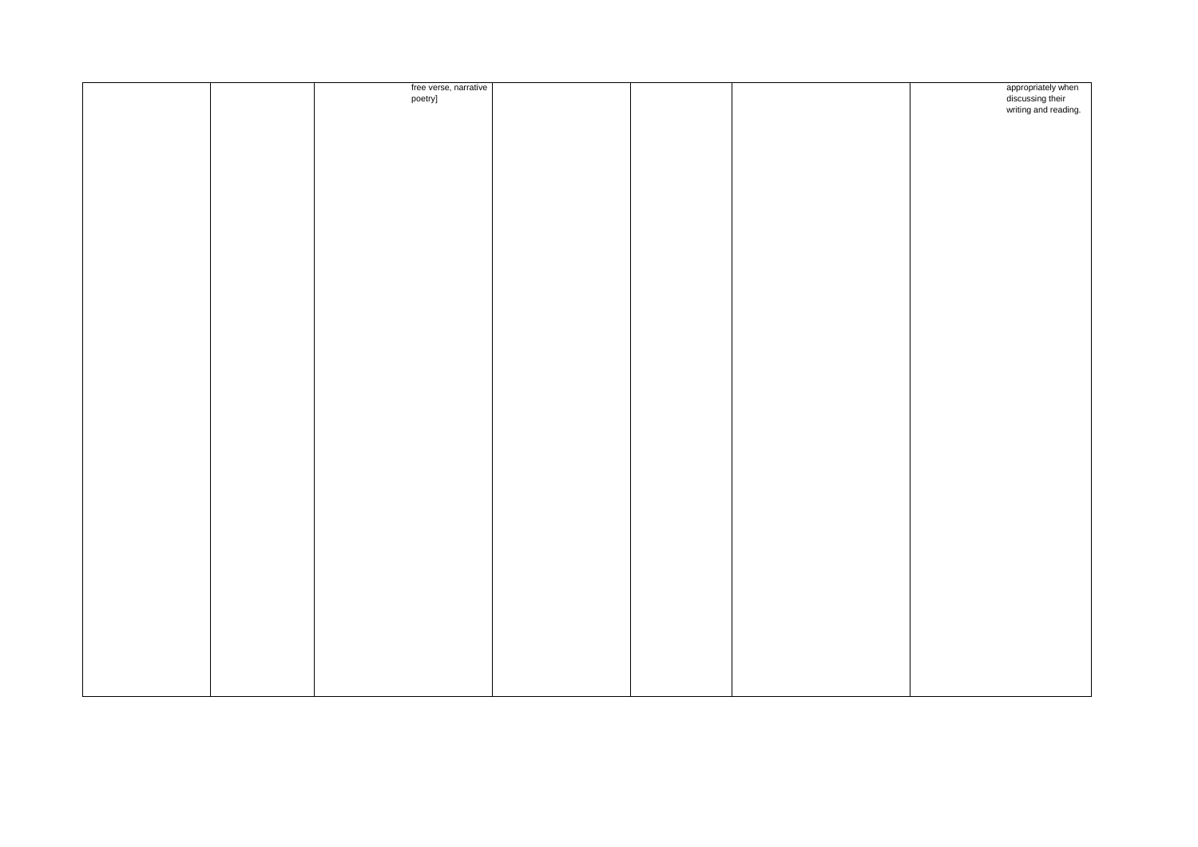| | | | | | | |
|---|---|---|---|---|---|---|
| | | free verse, narrative poetry] | | | | appropriately when discussing their writing and reading. |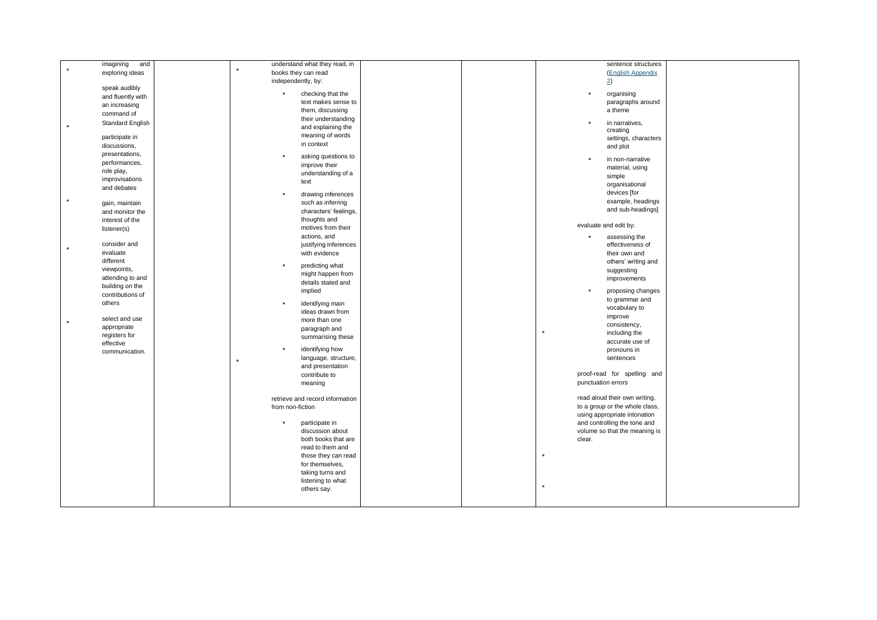| | | | | | | |
|---|---|---|---|---|---|---|
| imagining and exploring ideas<br><br>speak audibly and fluently with an increasing command of Standard English<br><br>participate in discussions, presentations, performances, role play, improvisations and debates<br><br>gain, maintain and monitor the interest of the listener(s)<br><br>consider and evaluate different viewpoints, attending to and building on the contributions of others<br><br>select and use appropriate registers for effective communication. | | understand what they read, in books they can read independently, by:<br><br>- checking that the text makes sense to them, discussing their understanding and explaining the meaning of words in context<br>- asking questions to improve their understanding of a text<br>- drawing inferences such as inferring characters' feelings, thoughts and motives from their actions, and justifying inferences with evidence<br>- predicting what might happen from details stated and implied<br>- identifying main ideas drawn from more than one paragraph and summarising these<br>- identifying how language, structure, and presentation contribute to meaning<br><br>retrieve and record information from non-fiction<br><br>- participate in discussion about both books that are read to them and those they can read for themselves, taking turns and listening to what others say. | | | sentence structures (English Appendix 2)<br><br>- organising paragraphs around a theme<br>- in narratives, creating settings, characters and plot<br>- in non-narrative material, using simple organisational devices [for example, headings and sub-headings]<br><br>evaluate and edit by:<br><br>- assessing the effectiveness of their own and others' writing and suggesting improvements<br>- proposing changes to grammar and vocabulary to improve consistency, including the accurate use of pronouns in sentences<br><br>proof-read for spelling and punctuation errors<br><br>read aloud their own writing, to a group or the whole class, using appropriate intonation and controlling the tone and volume so that the meaning is clear. | |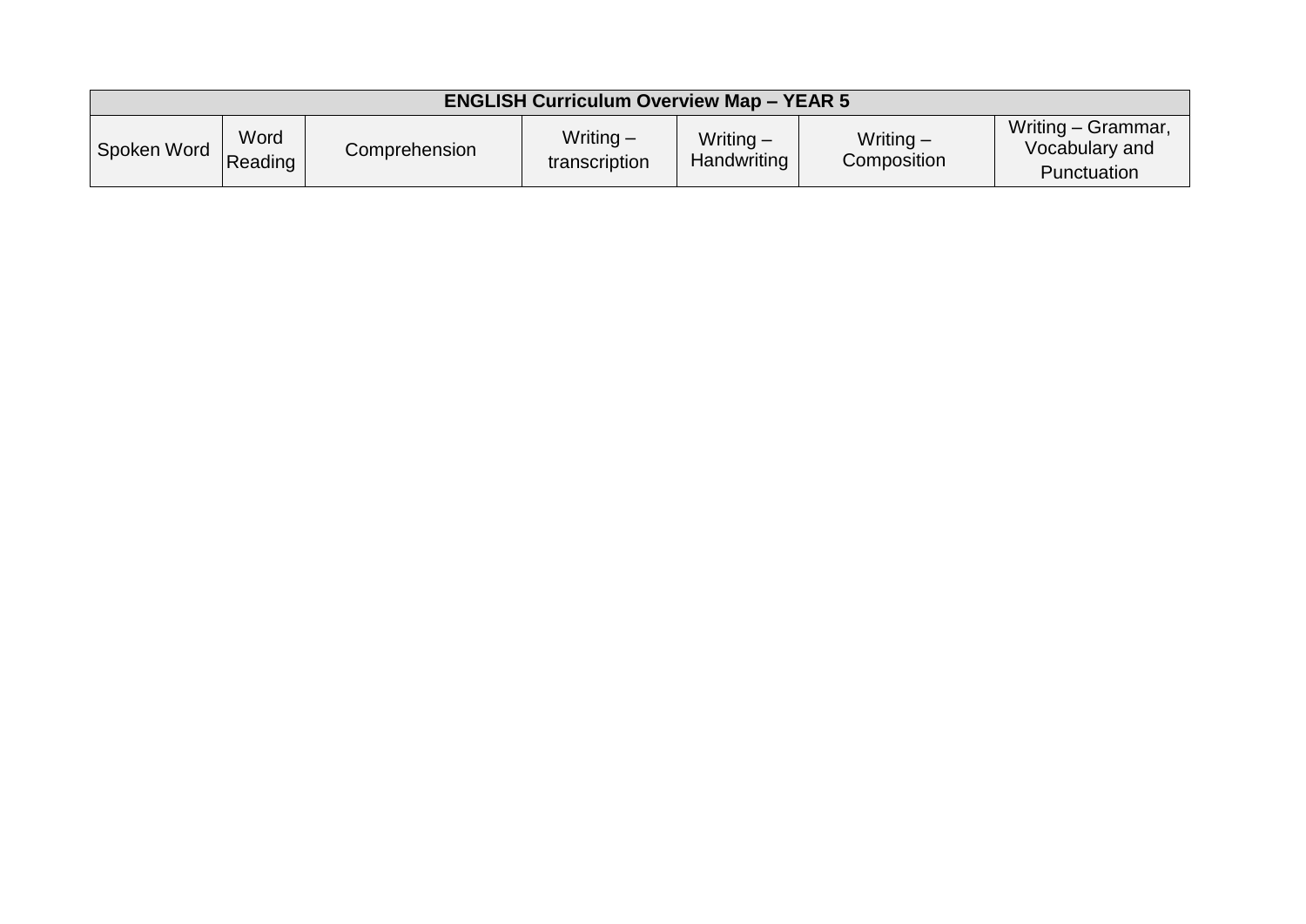| ENGLISH Curriculum Overview Map – YEAR 5 | | | | | | |
|---|---|---|---|---|---|---|
| Spoken Word | Word Reading | Comprehension | Writing – transcription | Writing – Handwriting | Writing – Composition | Writing – Grammar, Vocabulary and Punctuation |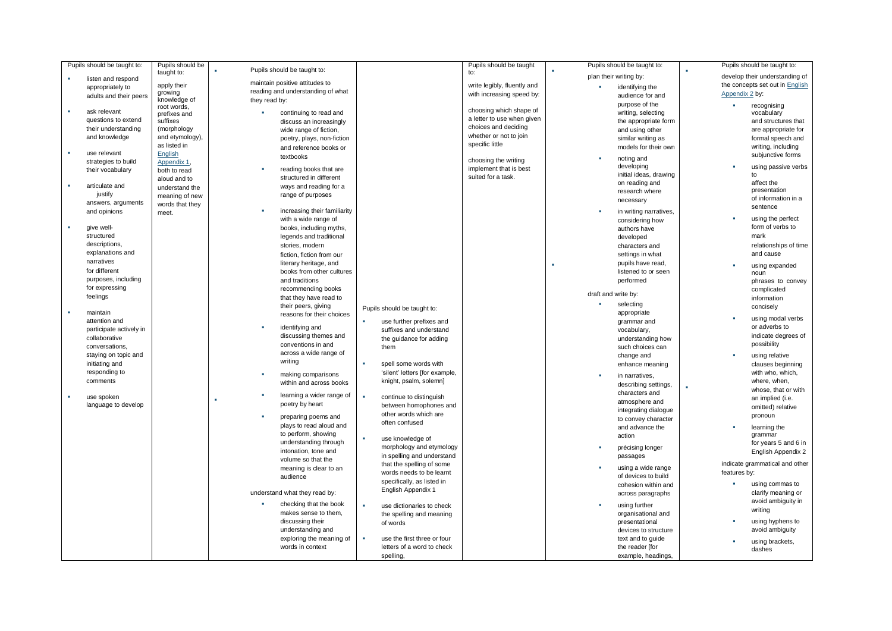| | | | | | | |
|---|---|---|---|---|---|---|
| Pupils should be taught to:<br>- listen and respond appropriately to adults and their peers<br>- ask relevant questions to extend their understanding and knowledge<br>- use relevant strategies to build their vocabulary<br>- articulate and justify answers, arguments and opinions<br>- give well-structured descriptions, explanations and narratives for different purposes, including for expressing feelings<br>- maintain attention and participate actively in collaborative conversations, staying on topic and initiating and responding to comments<br>- use spoken language to develop | Pupils should be taught to:<br>apply their growing knowledge of root words, prefixes and suffixes (morphology and etymology), as listed in English Appendix 1, both to read aloud and to understand the meaning of new words that they meet. | Pupils should be taught to:<br>maintain positive attitudes to reading and understanding of what they read by:<br>- continuing to read and discuss an increasingly wide range of fiction, poetry, plays, non-fiction and reference books or textbooks<br>- reading books that are structured in different ways and reading for a range of purposes<br>- increasing their familiarity with a wide range of books, including myths, legends and traditional stories, modern fiction, fiction from our literary heritage, and books from other cultures and traditions<br>- recommending books that they have read to their peers, giving reasons for their choices<br>- identifying and discussing themes and conventions in and across a wide range of writing<br>- making comparisons within and across books<br>- learning a wider range of poetry by heart<br>- preparing poems and plays to read aloud and to perform, showing understanding through intonation, tone and volume so that the meaning is clear to an audience<br><br>understand what they read by:<br>- checking that the book makes sense to them, discussing their understanding and exploring the meaning of words in context | Pupils should be taught to:<br>- use further prefixes and suffixes and understand the guidance for adding them<br>- spell some words with 'silent' letters [for example, knight, psalm, solemn]<br>- continue to distinguish between homophones and other words which are often confused<br>- use knowledge of morphology and etymology in spelling and understand that the spelling of some words needs to be learnt specifically, as listed in English Appendix 1<br>- use dictionaries to check the spelling and meaning of words<br>- use the first three or four letters of a word to check spelling, | Pupils should be taught to:<br>write legibly, fluently and with increasing speed by:<br>choosing which shape of a letter to use when given choices and deciding whether or not to join specific little<br>choosing the writing implement that is best suited for a task. | Pupils should be taught to:<br>plan their writing by:<br>- identifying the audience for and purpose of the writing, selecting the appropriate form and using other similar writing as models for their own<br>- noting and developing initial ideas, drawing on reading and research where necessary<br>- in writing narratives, considering how authors have developed characters and settings in what pupils have read, listened to or seen performed<br><br>draft and write by:<br>- selecting appropriate grammar and vocabulary, understanding how such choices can change and enhance meaning<br>- in narratives, describing settings, characters and atmosphere and integrating dialogue to convey character and advance the action<br>- précising longer passages<br>- using a wide range of devices to build cohesion within and across paragraphs<br>- using further organisational and presentational devices to structure text and to guide the reader [for example, headings, | Pupils should be taught to:<br>develop their understanding of the concepts set out in English Appendix 2 by:<br>- recognising vocabulary and structures that are appropriate for formal speech and writing, including subjunctive forms<br>- using passive verbs to affect the presentation of information in a sentence<br>- using the perfect form of verbs to mark relationships of time and cause<br>- using expanded noun phrases to convey complicated information concisely<br>- using modal verbs or adverbs to indicate degrees of possibility<br>- using relative clauses beginning with who, which, where, when, whose, that or with an implied (i.e. omitted) relative pronoun<br>- learning the grammar for years 5 and 6 in English Appendix 2<br><br>indicate grammatical and other features by:<br>- using commas to clarify meaning or avoid ambiguity in writing<br>- using hyphens to avoid ambiguity<br>- using brackets, dashes |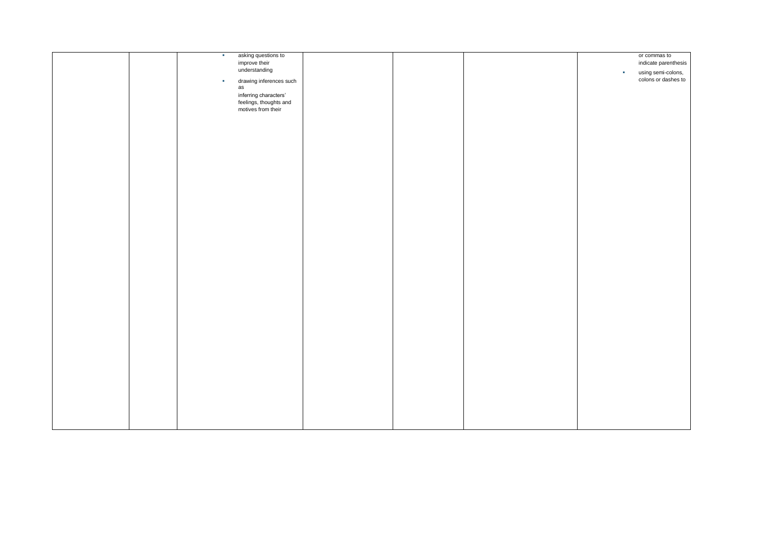| | | | | | | |
|---|---|---|---|---|---|---|
| | | ▪ asking questions to improve their understanding<br>▪ drawing inferences such as inferring characters' feelings, thoughts and motives from their | | | | or commas to indicate parenthesis<br>▪ using semi-colons, colons or dashes to |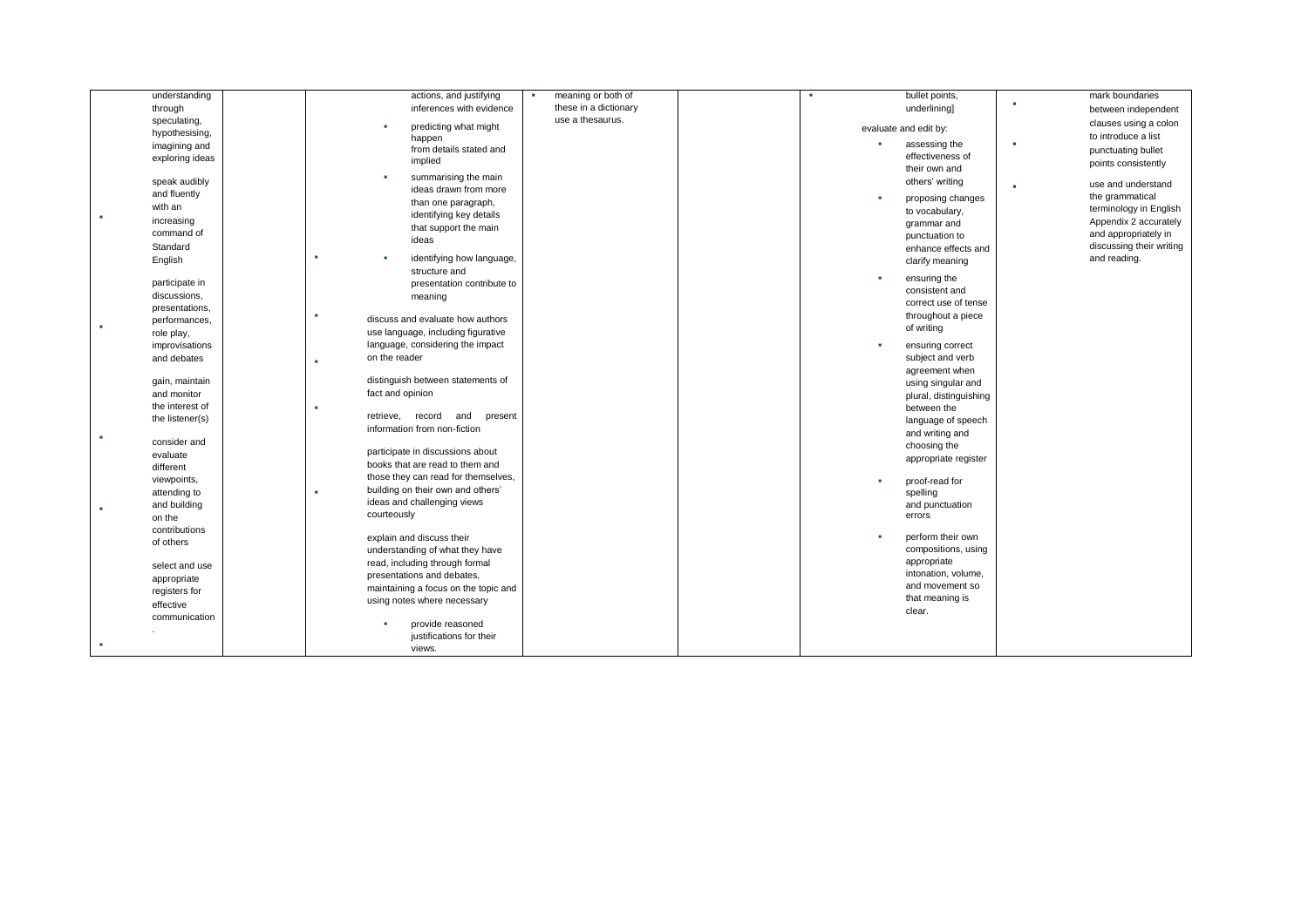| | | | | | | |
|---|---|---|---|---|---|---|
| understanding through speculating, hypothesising, imagining and exploring ideas<br><br>▪ speak audibly and fluently with an increasing command of Standard English<br><br>▪ participate in discussions, presentations, performances, role play, improvisations and debates<br><br>▪ gain, maintain and monitor the interest of the listener(s)<br><br>▪ consider and evaluate different viewpoints, attending to and building on the contributions of others<br><br>▪ select and use appropriate registers for effective communication. | | actions, and justifying inferences with evidence<br><br>▪ predicting what might happen from details stated and implied<br><br>▪ summarising the main ideas drawn from more than one paragraph, identifying key details that support the main ideas<br><br>▪ identifying how language, structure and presentation contribute to meaning<br><br>▪ discuss and evaluate how authors use language, including figurative language, considering the impact on the reader<br><br>▪ distinguish between statements of fact and opinion<br><br>▪ retrieve, record and present information from non-fiction<br><br>▪ participate in discussions about books that are read to them and those they can read for themselves, building on their own and others' ideas and challenging views courteously<br><br>▪ explain and discuss their understanding of what they have read, including through formal presentations and debates, maintaining a focus on the topic and using notes where necessary<br><br>▪ provide reasoned justifications for their views. | ▪ meaning or both of these in a dictionary use a thesaurus. | | bullet points, underlining]<br><br>evaluate and edit by:<br><br>▪ assessing the effectiveness of their own and others' writing<br><br>▪ proposing changes to vocabulary, grammar and punctuation to enhance effects and clarify meaning<br><br>▪ ensuring the consistent and correct use of tense throughout a piece of writing<br><br>▪ ensuring correct subject and verb agreement when using singular and plural, distinguishing between the language of speech and writing and choosing the appropriate register<br><br>▪ proof-read for spelling and punctuation errors<br><br>▪ perform their own compositions, using appropriate intonation, volume, and movement so that meaning is clear. | mark boundaries between independent clauses using a colon to introduce a list<br><br>▪ punctuating bullet points consistently<br><br>▪ use and understand the grammatical terminology in English Appendix 2 accurately and appropriately in discussing their writing and reading. |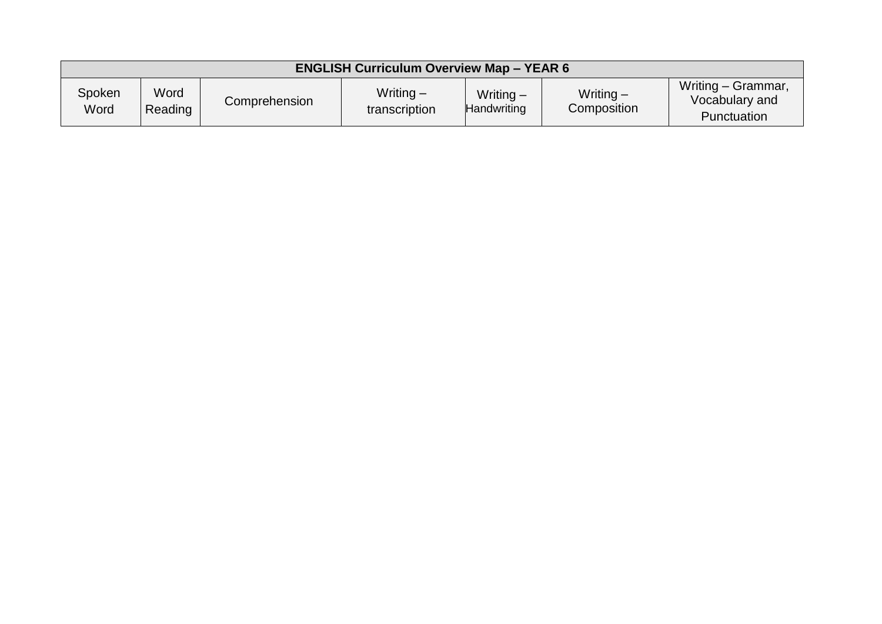| ENGLISH Curriculum Overview Map – YEAR 6 | | | | | | |
|---|---|---|---|---|---|---|
| Spoken Word | Word Reading | Comprehension | Writing – transcription | Writing – Handwriting | Writing – Composition | Writing – Grammar, Vocabulary and Punctuation |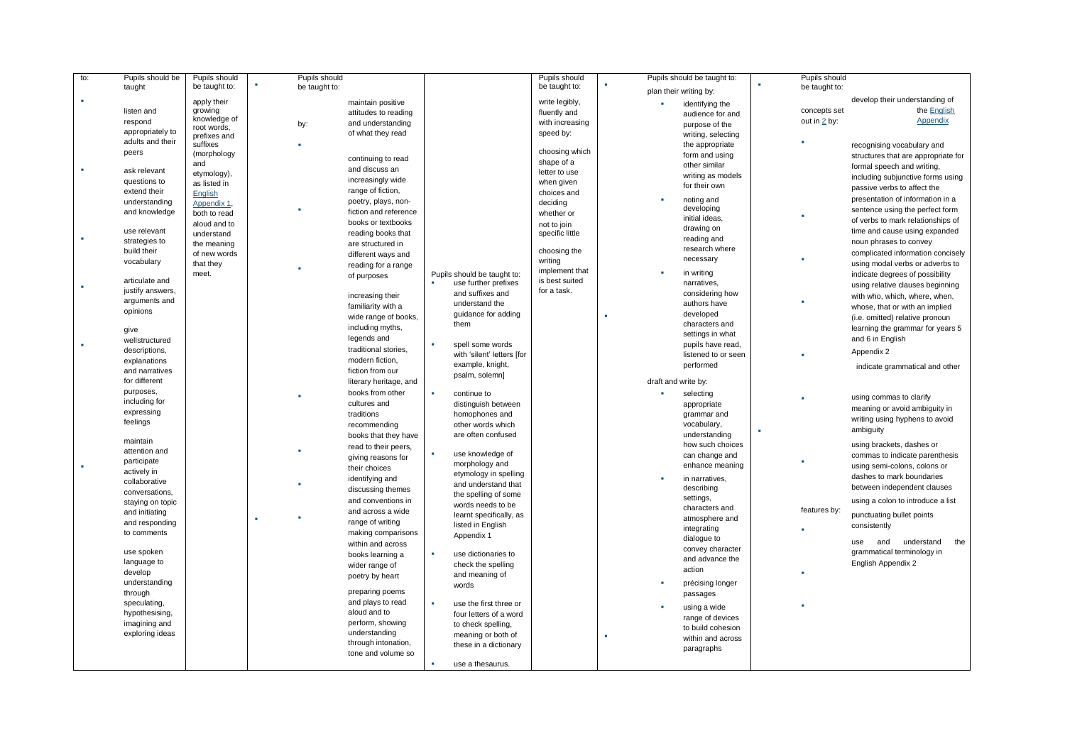| to: | Pupils should be taught to: | Pupils should be taught to: | Pupils should be taught to: | | Pupils should be taught to: | Pupils should be taught to: | Pupils should be taught to: |
|---|---|---|---|---|---|---|---|
| | ▪ listen and respond appropriately to adults and their peers<br>▪ ask relevant questions to extend their understanding and knowledge<br>▪ use relevant strategies to build their vocabulary<br>▪ articulate and justify answers, arguments and opinions<br>▪ give wellstructured descriptions, explanations and narratives for different purposes, including for expressing feelings<br>▪ maintain attention and participate actively in collaborative conversations, staying on topic and initiating and responding to comments<br>use spoken language to develop understanding through speculating, hypothesising, imagining and exploring ideas | apply their growing knowledge of root words, prefixes and suffixes (morphology and etymology), as listed in English Appendix 1, both to read aloud and to understand the meaning of new words that they meet. | maintain positive attitudes to reading and understanding of what they read by:<br>▪ continuing to read and discuss an increasingly wide range of fiction, poetry, plays, non-fiction and reference books or textbooks<br>▪ reading books that are structured in different ways and reading for a range of purposes<br>increasing their familiarity with a wide range of books, including myths, legends and traditional stories, modern fiction, fiction from our literary heritage, and books from other cultures and traditions<br>▪ recommending books that they have read to their peers, giving reasons for their choices<br>▪ identifying and discussing themes and conventions in and across a wide range of writing<br>▪ making comparisons within and across books learning a wider range of poetry by heart<br>preparing poems and plays to read aloud and to perform, showing understanding through intonation, tone and volume so | Pupils should be taught to:<br>▪ use further prefixes and suffixes and understand the guidance for adding them<br>▪ spell some words with 'silent' letters [for example, knight, psalm, solemn]<br>▪ continue to distinguish between homophones and other words which are often confused<br>▪ use knowledge of morphology and etymology in spelling and understand that the spelling of some words needs to be learnt specifically, as listed in English Appendix 1<br>▪ use dictionaries to check the spelling and meaning of words<br>▪ use the first three or four letters of a word to check spelling, meaning or both of these in a dictionary<br>▪ use a thesaurus. | write legibly, fluently and with increasing speed by:<br>choosing which shape of a letter to use when given choices and deciding whether or not to join specific little<br>choosing the writing implement that is best suited for a task. | plan their writing by:<br>▪ identifying the audience for and purpose of the writing, selecting the appropriate form and using other similar writing as models for their own<br>▪ noting and developing initial ideas, drawing on reading and research where necessary<br>▪ in writing narratives, considering how authors have developed characters and settings in what pupils have read, listened to or seen performed<br>draft and write by:<br>▪ selecting appropriate grammar and vocabulary, understanding how such choices can change and enhance meaning<br>▪ in narratives, describing settings, characters and atmosphere and integrating dialogue to convey character and advance the action<br>▪ précising longer passages<br>▪ using a wide range of devices to build cohesion within and across paragraphs | develop their understanding of the concepts set out in English Appendix 2 by:<br>▪ recognising vocabulary and structures that are appropriate for formal speech and writing, including subjunctive forms using passive verbs to affect the presentation of information in a sentence using the perfect form of verbs to mark relationships of time and cause using expanded noun phrases to convey complicated information concisely<br>▪ using modal verbs or adverbs to indicate degrees of possibility<br>▪ using relative clauses beginning with who, which, where, when, whose, that or with an implied (i.e. omitted) relative pronoun<br>▪ learning the grammar for years 5 and 6 in English Appendix 2<br>indicate grammatical and other features by:<br>▪ using commas to clarify meaning or avoid ambiguity in writing using hyphens to avoid ambiguity<br>▪ using brackets, dashes or commas to indicate parenthesis using semi-colons, colons or dashes to mark boundaries between independent clauses<br>▪ using a colon to introduce a list punctuating bullet points consistently<br>▪ use and understand the grammatical terminology in English Appendix 2 |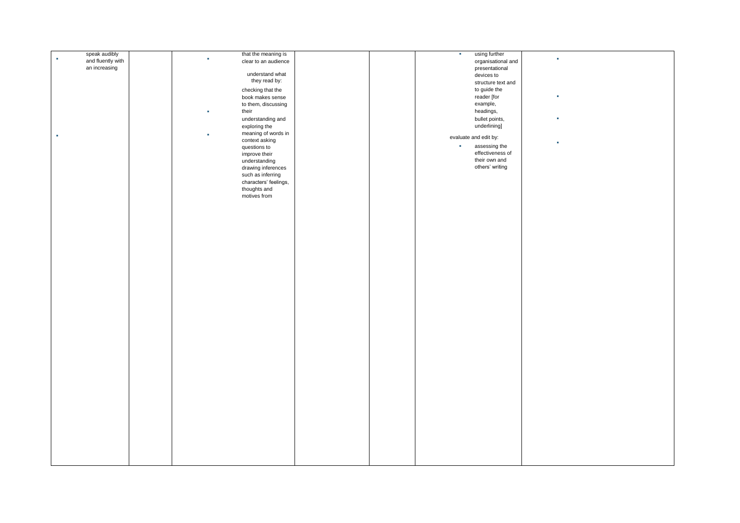| | | | | | | | |
|---|---|---|---|---|---|---|---|
| ▪ speak audibly and fluently with an increasing<br><br>▪ | | ▪ that the meaning is clear to an audience<br><br>understand what they read by:<br><br>▪ checking that the book makes sense to them, discussing their understanding and exploring the meaning of words in context<br><br>▪ asking questions to improve their understanding<br><br>drawing inferences such as inferring characters' feelings, thoughts and motives from | | | ▪ using further organisational and presentational devices to structure text and to guide the reader [for example, headings, bullet points, underlining]<br><br>evaluate and edit by:<br><br>▪ assessing the effectiveness of their own and others' writing | ▪<br><br>▪<br><br>▪<br><br>▪ |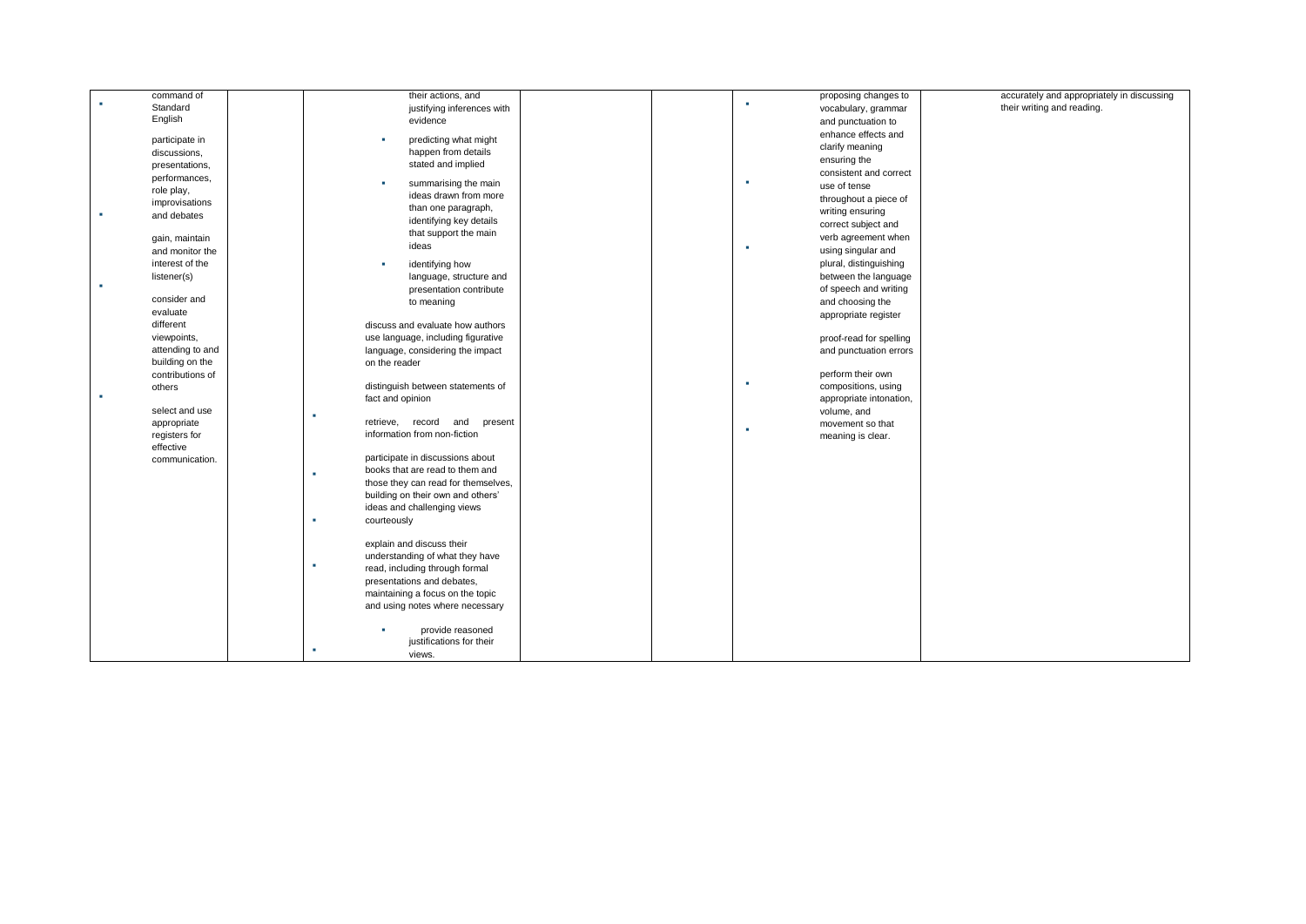| | | | | | | |
|---|---|---|---|---|---|---|
| command of Standard English<br><br>participate in discussions, presentations, performances, role play, improvisations and debates<br><br>gain, maintain and monitor the interest of the listener(s)<br><br>consider and evaluate different viewpoints, attending to and building on the contributions of others<br><br>select and use appropriate registers for effective communication. | | their actions, and justifying inferences with evidence<br><br>predicting what might happen from details stated and implied<br><br>summarising the main ideas drawn from more than one paragraph, identifying key details that support the main ideas<br><br>identifying how language, structure and presentation contribute to meaning<br><br>discuss and evaluate how authors use language, including figurative language, considering the impact on the reader<br><br>distinguish between statements of fact and opinion<br><br>retrieve, record and present information from non-fiction<br><br>participate in discussions about books that are read to them and those they can read for themselves, building on their own and others' ideas and challenging views courteously<br><br>explain and discuss their understanding of what they have read, including through formal presentations and debates, maintaining a focus on the topic and using notes where necessary<br><br>provide reasoned justifications for their views. | | | proposing changes to vocabulary, grammar and punctuation to enhance effects and clarify meaning<br><br>ensuring the consistent and correct use of tense throughout a piece of writing<br><br>ensuring correct subject and verb agreement when using singular and plural, distinguishing between the language of speech and writing and choosing the appropriate register<br><br>proof-read for spelling and punctuation errors<br><br>perform their own compositions, using appropriate intonation, volume, and movement so that meaning is clear. | accurately and appropriately in discussing their writing and reading. |